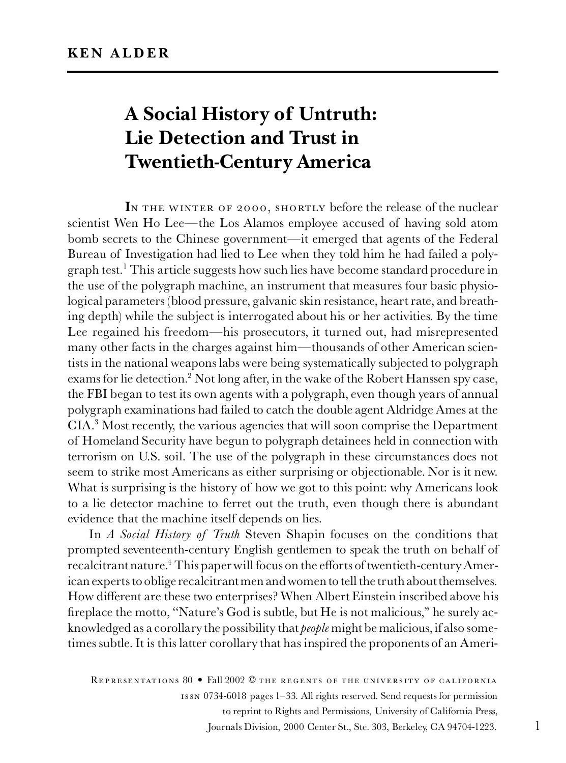**KEN ALDER**

# A Social History of Untruth: Lie Detection and Trust in Twentieth-Century America

In the winter of 2000, shortly before the release of the nuclear scientist Wen Ho Lee—the Los Alamos employee accused of having sold atom bomb secrets to the Chinese government—it emerged that agents of the Federal Bureau of Investigation had lied to Lee when they told him he had failed a polygraph test.[1] This article suggests how such lies have become standard procedure in the use of the polygraph machine, an instrument that measures four basic physiological parameters (blood pressure, galvanic skin resistance, heart rate, and breathing depth) while the subject is interrogated about his or her activities. By the time Lee regained his freedom—his prosecutors, it turned out, had misrepresented many other facts in the charges against him—thousands of other American scientists in the national weapons labs were being systematically subjected to polygraph exams for lie detection.[2] Not long after, in the wake of the Robert Hanssen spy case, the FBI began to test its own agents with a polygraph, even though years of annual polygraph examinations had failed to catch the double agent Aldridge Ames at the CIA.[3] Most recently, the various agencies that will soon comprise the Department of Homeland Security have begun to polygraph detainees held in connection with terrorism on U.S. soil. The use of the polygraph in these circumstances does not seem to strike most Americans as either surprising or objectionable. Nor is it new. What is surprising is the history of how we got to this point: why Americans look to a lie detector machine to ferret out the truth, even though there is abundant evidence that the machine itself depends on lies.

In *A Social History of Truth* Steven Shapin focuses on the conditions that prompted seventeenth-century English gentlemen to speak the truth on behalf of recalcitrant nature.[4] This paper will focus on the efforts of twentieth-century American experts to oblige recalcitrant men and women to tell the truth about themselves. How different are these two enterprises? When Albert Einstein inscribed above his fireplace the motto, "Nature's God is subtle, but He is not malicious," he surely acknowledged as a corollary the possibility that *people* might be malicious, if also sometimes subtle. It is this latter corollary that has inspired the proponents of an Ameri-

Representations 80 • Fall 2002 © the regents of the university of california issn 0734-6018 pages 1–33. All rights reserved. Send requests for permission to reprint to Rights and Permissions, University of California Press, Journals Division, 2000 Center St., Ste. 303, Berkeley, CA 94704-1223.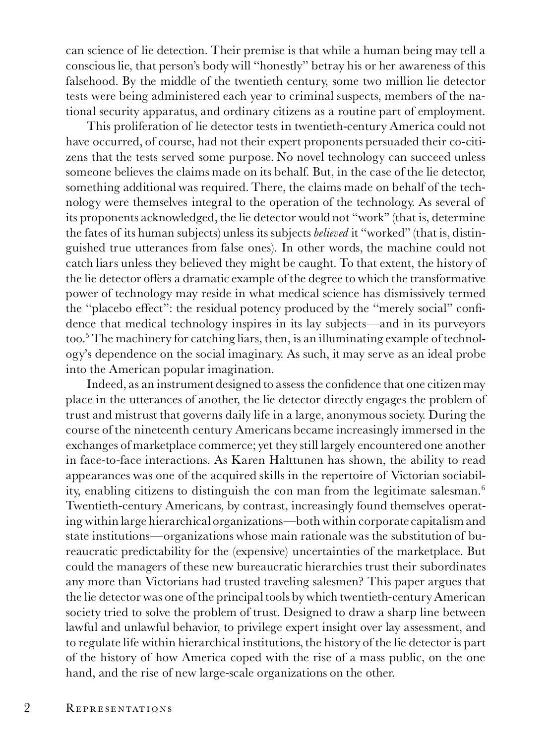can science of lie detection. Their premise is that while a human being may tell a conscious lie, that person's body will "honestly" betray his or her awareness of this falsehood. By the middle of the twentieth century, some two million lie detector tests were being administered each year to criminal suspects, members of the national security apparatus, and ordinary citizens as a routine part of employment.

This proliferation of lie detector tests in twentieth-century America could not have occurred, of course, had not their expert proponents persuaded their co-citizens that the tests served some purpose. No novel technology can succeed unless someone believes the claims made on its behalf. But, in the case of the lie detector, something additional was required. There, the claims made on behalf of the technology were themselves integral to the operation of the technology. As several of its proponents acknowledged, the lie detector would not "work" (that is, determine the fates of its human subjects) unless its subjects *believed* it "worked" (that is, distinguished true utterances from false ones). In other words, the machine could not catch liars unless they believed they might be caught. To that extent, the history of the lie detector offers a dramatic example of the degree to which the transformative power of technology may reside in what medical science has dismissively termed the "placebo effect": the residual potency produced by the "merely social" confidence that medical technology inspires in its lay subjects—and in its purveyors too.[5] The machinery for catching liars, then, is an illuminating example of technology's dependence on the social imaginary. As such, it may serve as an ideal probe into the American popular imagination.

Indeed, as an instrument designed to assess the confidence that one citizen may place in the utterances of another, the lie detector directly engages the problem of trust and mistrust that governs daily life in a large, anonymous society. During the course of the nineteenth century Americans became increasingly immersed in the exchanges of marketplace commerce; yet they still largely encountered one another in face-to-face interactions. As Karen Halttunen has shown, the ability to read appearances was one of the acquired skills in the repertoire of Victorian sociability, enabling citizens to distinguish the con man from the legitimate salesman.[6] Twentieth-century Americans, by contrast, increasingly found themselves operating within large hierarchical organizations—both within corporate capitalism and state institutions—organizations whose main rationale was the substitution of bureaucratic predictability for the (expensive) uncertainties of the marketplace. But could the managers of these new bureaucratic hierarchies trust their subordinates any more than Victorians had trusted traveling salesmen? This paper argues that the lie detector was one of the principal tools by which twentieth-century American society tried to solve the problem of trust. Designed to draw a sharp line between lawful and unlawful behavior, to privilege expert insight over lay assessment, and to regulate life within hierarchical institutions, the history of the lie detector is part of the history of how America coped with the rise of a mass public, on the one hand, and the rise of new large-scale organizations on the other.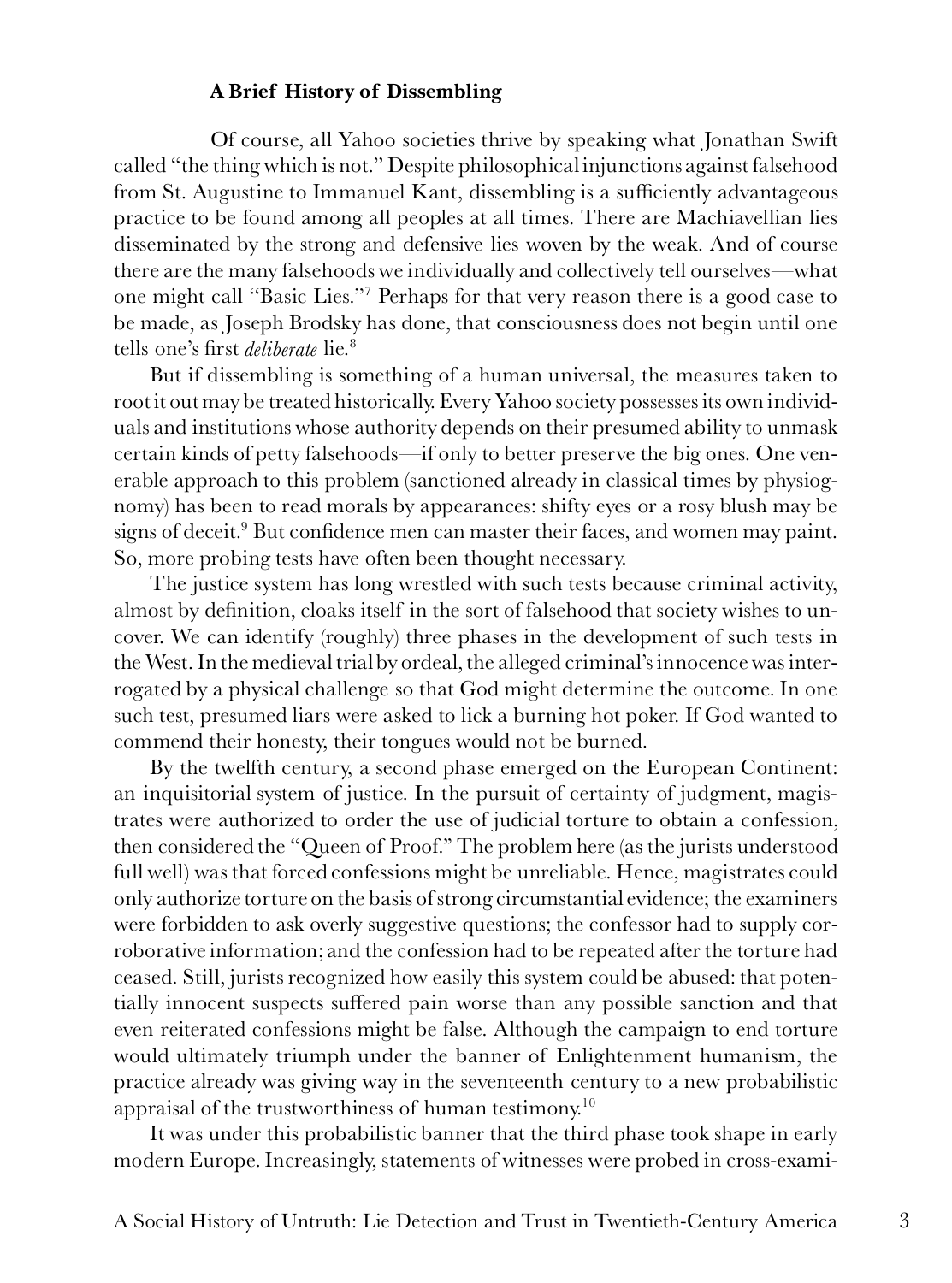### **A Brief History of Dissembling**

Of course, all Yahoo societies thrive by speaking what Jonathan Swift called "the thing which is not." Despite philosophical injunctions against falsehood from St. Augustine to Immanuel Kant, dissembling is a sufficiently advantageous practice to be found among all peoples at all times. There are Machiavellian lies disseminated by the strong and defensive lies woven by the weak. And of course there are the many falsehoods we individually and collectively tell ourselves—what one might call "Basic Lies."[7] Perhaps for that very reason there is a good case to be made, as Joseph Brodsky has done, that consciousness does not begin until one tells one's first *deliberate* lie.[8]

But if dissembling is something of a human universal, the measures taken to root it out may be treated historically. Every Yahoo society possesses its own individuals and institutions whose authority depends on their presumed ability to unmask certain kinds of petty falsehoods—if only to better preserve the big ones. One venerable approach to this problem (sanctioned already in classical times by physiognomy) has been to read morals by appearances: shifty eyes or a rosy blush may be signs of deceit.[9] But confidence men can master their faces, and women may paint. So, more probing tests have often been thought necessary.

The justice system has long wrestled with such tests because criminal activity, almost by definition, cloaks itself in the sort of falsehood that society wishes to uncover. We can identify (roughly) three phases in the development of such tests in the West. In the medieval trial by ordeal, the alleged criminal's innocence was interrogated by a physical challenge so that God might determine the outcome. In one such test, presumed liars were asked to lick a burning hot poker. If God wanted to commend their honesty, their tongues would not be burned.

By the twelfth century, a second phase emerged on the European Continent: an inquisitorial system of justice. In the pursuit of certainty of judgment, magistrates were authorized to order the use of judicial torture to obtain a confession, then considered the "Queen of Proof." The problem here (as the jurists understood full well) was that forced confessions might be unreliable. Hence, magistrates could only authorize torture on the basis of strong circumstantial evidence; the examiners were forbidden to ask overly suggestive questions; the confessor had to supply corroborative information; and the confession had to be repeated after the torture had ceased. Still, jurists recognized how easily this system could be abused: that potentially innocent suspects suffered pain worse than any possible sanction and that even reiterated confessions might be false. Although the campaign to end torture would ultimately triumph under the banner of Enlightenment humanism, the practice already was giving way in the seventeenth century to a new probabilistic appraisal of the trustworthiness of human testimony.[10]

It was under this probabilistic banner that the third phase took shape in early modern Europe. Increasingly, statements of witnesses were probed in cross-exami-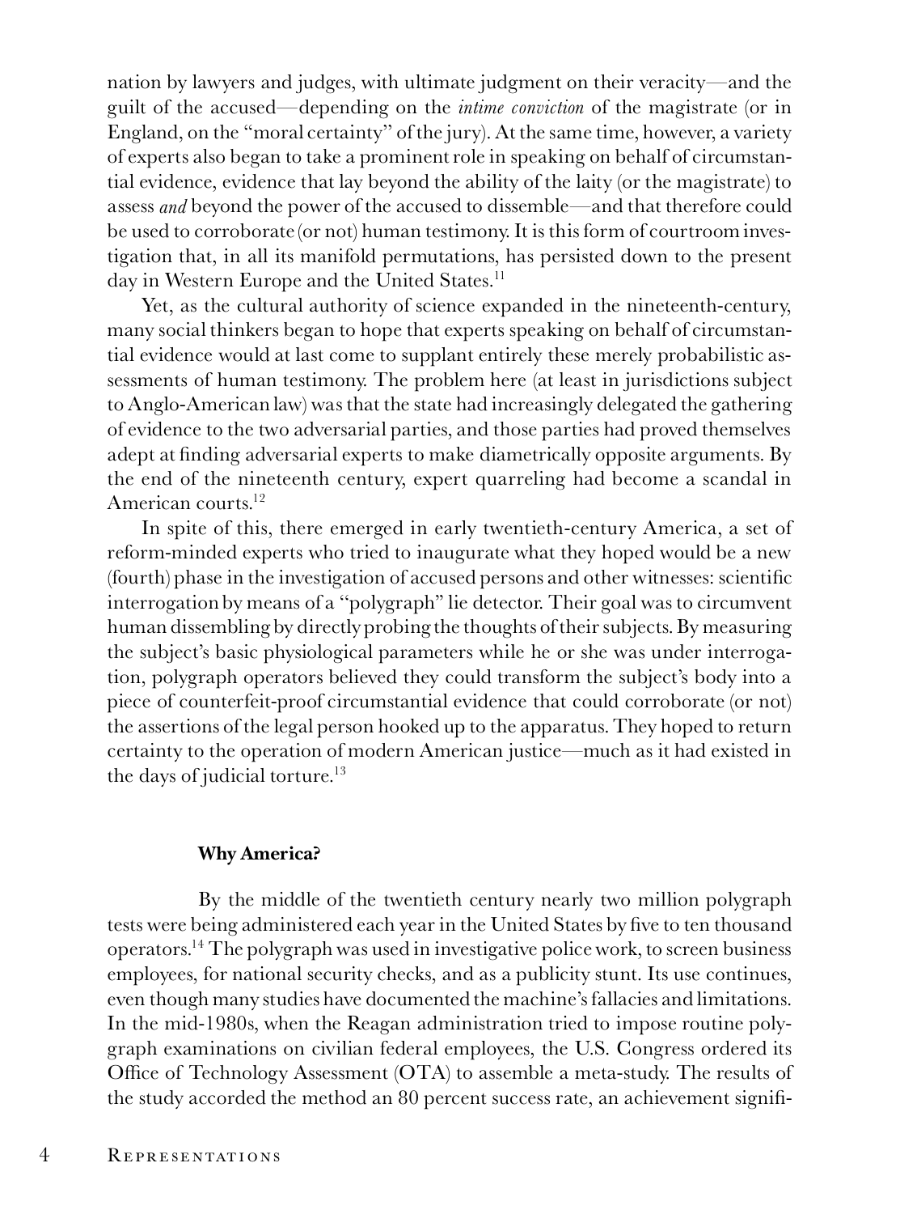nation by lawyers and judges, with ultimate judgment on their veracity—and the guilt of the accused—depending on the *intime conviction* of the magistrate (or in England, on the "moral certainty" of the jury). At the same time, however, a variety of experts also began to take a prominent role in speaking on behalf of circumstantial evidence, evidence that lay beyond the ability of the laity (or the magistrate) to assess *and* beyond the power of the accused to dissemble—and that therefore could be used to corroborate (or not) human testimony. It is this form of courtroom investigation that, in all its manifold permutations, has persisted down to the present day in Western Europe and the United States.[11]

Yet, as the cultural authority of science expanded in the nineteenth-century, many social thinkers began to hope that experts speaking on behalf of circumstantial evidence would at last come to supplant entirely these merely probabilistic assessments of human testimony. The problem here (at least in jurisdictions subject to Anglo-American law) was that the state had increasingly delegated the gathering of evidence to the two adversarial parties, and those parties had proved themselves adept at finding adversarial experts to make diametrically opposite arguments. By the end of the nineteenth century, expert quarreling had become a scandal in American courts.[12]

In spite of this, there emerged in early twentieth-century America, a set of reform-minded experts who tried to inaugurate what they hoped would be a new (fourth) phase in the investigation of accused persons and other witnesses: scientific interrogation by means of a "polygraph" lie detector. Their goal was to circumvent human dissembling by directly probing the thoughts of their subjects. By measuring the subject's basic physiological parameters while he or she was under interrogation, polygraph operators believed they could transform the subject's body into a piece of counterfeit-proof circumstantial evidence that could corroborate (or not) the assertions of the legal person hooked up to the apparatus. They hoped to return certainty to the operation of modern American justice—much as it had existed in the days of judicial torture.[13]

### Why America?

By the middle of the twentieth century nearly two million polygraph tests were being administered each year in the United States by five to ten thousand operators.[14] The polygraph was used in investigative police work, to screen business employees, for national security checks, and as a publicity stunt. Its use continues, even though many studies have documented the machine's fallacies and limitations. In the mid-1980s, when the Reagan administration tried to impose routine polygraph examinations on civilian federal employees, the U.S. Congress ordered its Office of Technology Assessment (OTA) to assemble a meta-study. The results of the study accorded the method an 80 percent success rate, an achievement signifi-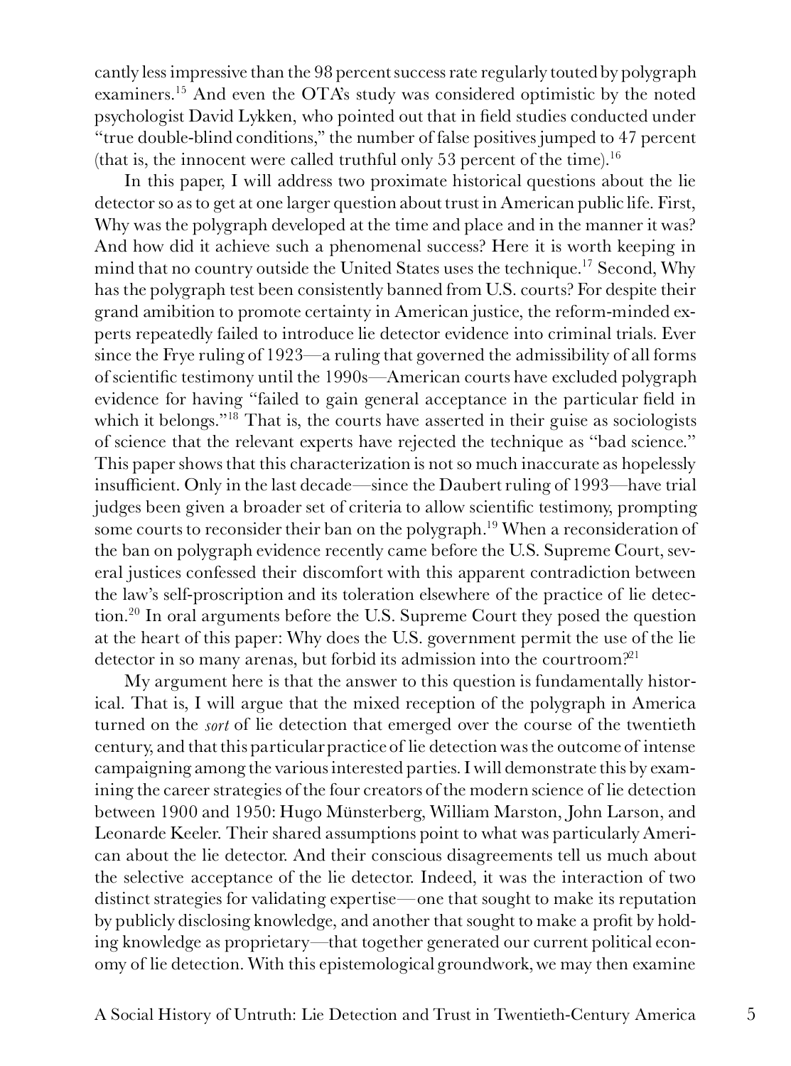cantly less impressive than the 98 percent success rate regularly touted by polygraph examiners.[15] And even the OTA's study was considered optimistic by the noted psychologist David Lykken, who pointed out that in field studies conducted under "true double-blind conditions," the number of false positives jumped to 47 percent (that is, the innocent were called truthful only 53 percent of the time).[16]

In this paper, I will address two proximate historical questions about the lie detector so as to get at one larger question about trust in American public life. First, Why was the polygraph developed at the time and place and in the manner it was? And how did it achieve such a phenomenal success? Here it is worth keeping in mind that no country outside the United States uses the technique.[17] Second, Why has the polygraph test been consistently banned from U.S. courts? For despite their grand amibition to promote certainty in American justice, the reform-minded experts repeatedly failed to introduce lie detector evidence into criminal trials. Ever since the Frye ruling of 1923—a ruling that governed the admissibility of all forms of scientific testimony until the 1990s—American courts have excluded polygraph evidence for having "failed to gain general acceptance in the particular field in which it belongs."[18] That is, the courts have asserted in their guise as sociologists of science that the relevant experts have rejected the technique as "bad science." This paper shows that this characterization is not so much inaccurate as hopelessly insufficient. Only in the last decade—since the Daubert ruling of 1993—have trial judges been given a broader set of criteria to allow scientific testimony, prompting some courts to reconsider their ban on the polygraph.[19] When a reconsideration of the ban on polygraph evidence recently came before the U.S. Supreme Court, several justices confessed their discomfort with this apparent contradiction between the law's self-proscription and its toleration elsewhere of the practice of lie detection.[20] In oral arguments before the U.S. Supreme Court they posed the question at the heart of this paper: Why does the U.S. government permit the use of the lie detector in so many arenas, but forbid its admission into the courtroom?[21]

My argument here is that the answer to this question is fundamentally historical. That is, I will argue that the mixed reception of the polygraph in America turned on the *sort* of lie detection that emerged over the course of the twentieth century, and that this particular practice of lie detection was the outcome of intense campaigning among the various interested parties. I will demonstrate this by examining the career strategies of the four creators of the modern science of lie detection between 1900 and 1950: Hugo Münsterberg, William Marston, John Larson, and Leonarde Keeler. Their shared assumptions point to what was particularly American about the lie detector. And their conscious disagreements tell us much about the selective acceptance of the lie detector. Indeed, it was the interaction of two distinct strategies for validating expertise—one that sought to make its reputation by publicly disclosing knowledge, and another that sought to make a profit by holding knowledge as proprietary—that together generated our current political economy of lie detection. With this epistemological groundwork, we may then examine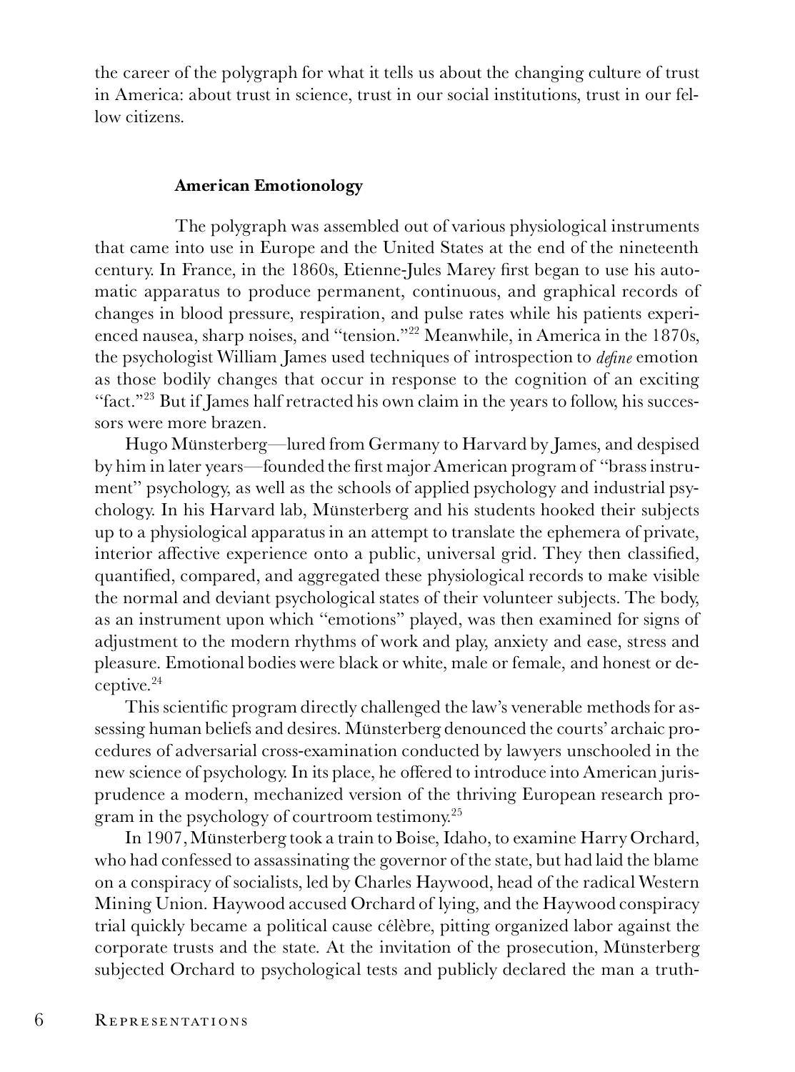the career of the polygraph for what it tells us about the changing culture of trust in America: about trust in science, trust in our social institutions, trust in our fellow citizens.

### American Emotionology

The polygraph was assembled out of various physiological instruments that came into use in Europe and the United States at the end of the nineteenth century. In France, in the 1860s, Etienne-Jules Marey first began to use his automatic apparatus to produce permanent, continuous, and graphical records of changes in blood pressure, respiration, and pulse rates while his patients experienced nausea, sharp noises, and "tension."[22] Meanwhile, in America in the 1870s, the psychologist William James used techniques of introspection to *define* emotion as those bodily changes that occur in response to the cognition of an exciting "fact."[23] But if James half retracted his own claim in the years to follow, his successors were more brazen.

Hugo Münsterberg—lured from Germany to Harvard by James, and despised by him in later years—founded the first major American program of "brass instrument" psychology, as well as the schools of applied psychology and industrial psychology. In his Harvard lab, Münsterberg and his students hooked their subjects up to a physiological apparatus in an attempt to translate the ephemera of private, interior affective experience onto a public, universal grid. They then classified, quantified, compared, and aggregated these physiological records to make visible the normal and deviant psychological states of their volunteer subjects. The body, as an instrument upon which "emotions" played, was then examined for signs of adjustment to the modern rhythms of work and play, anxiety and ease, stress and pleasure. Emotional bodies were black or white, male or female, and honest or deceptive.[24]

This scientific program directly challenged the law's venerable methods for assessing human beliefs and desires. Münsterberg denounced the courts' archaic procedures of adversarial cross-examination conducted by lawyers unschooled in the new science of psychology. In its place, he offered to introduce into American jurisprudence a modern, mechanized version of the thriving European research program in the psychology of courtroom testimony.[25]

In 1907, Münsterberg took a train to Boise, Idaho, to examine Harry Orchard, who had confessed to assassinating the governor of the state, but had laid the blame on a conspiracy of socialists, led by Charles Haywood, head of the radical Western Mining Union. Haywood accused Orchard of lying, and the Haywood conspiracy trial quickly became a political cause célèbre, pitting organized labor against the corporate trusts and the state. At the invitation of the prosecution, Münsterberg subjected Orchard to psychological tests and publicly declared the man a truth-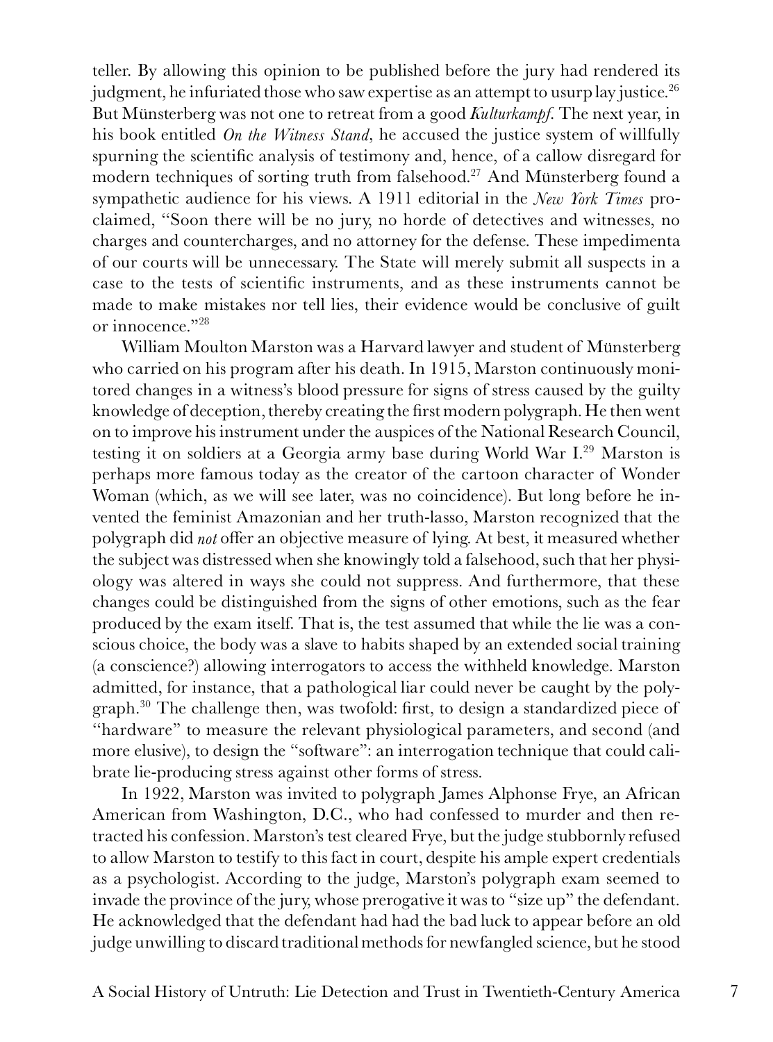teller. By allowing this opinion to be published before the jury had rendered its judgment, he infuriated those who saw expertise as an attempt to usurp lay justice.[26] But Münsterberg was not one to retreat from a good *Kulturkampf*. The next year, in his book entitled *On the Witness Stand*, he accused the justice system of willfully spurning the scientific analysis of testimony and, hence, of a callow disregard for modern techniques of sorting truth from falsehood.[27] And Münsterberg found a sympathetic audience for his views. A 1911 editorial in the *New York Times* proclaimed, "Soon there will be no jury, no horde of detectives and witnesses, no charges and countercharges, and no attorney for the defense. These impedimenta of our courts will be unnecessary. The State will merely submit all suspects in a case to the tests of scientific instruments, and as these instruments cannot be made to make mistakes nor tell lies, their evidence would be conclusive of guilt or innocence."[28]

William Moulton Marston was a Harvard lawyer and student of Münsterberg who carried on his program after his death. In 1915, Marston continuously monitored changes in a witness's blood pressure for signs of stress caused by the guilty knowledge of deception, thereby creating the first modern polygraph. He then went on to improve his instrument under the auspices of the National Research Council, testing it on soldiers at a Georgia army base during World War I.[29] Marston is perhaps more famous today as the creator of the cartoon character of Wonder Woman (which, as we will see later, was no coincidence). But long before he invented the feminist Amazonian and her truth-lasso, Marston recognized that the polygraph did *not* offer an objective measure of lying. At best, it measured whether the subject was distressed when she knowingly told a falsehood, such that her physiology was altered in ways she could not suppress. And furthermore, that these changes could be distinguished from the signs of other emotions, such as the fear produced by the exam itself. That is, the test assumed that while the lie was a conscious choice, the body was a slave to habits shaped by an extended social training (a conscience?) allowing interrogators to access the withheld knowledge. Marston admitted, for instance, that a pathological liar could never be caught by the polygraph.[30] The challenge then, was twofold: first, to design a standardized piece of "hardware" to measure the relevant physiological parameters, and second (and more elusive), to design the "software": an interrogation technique that could calibrate lie-producing stress against other forms of stress.

In 1922, Marston was invited to polygraph James Alphonse Frye, an African American from Washington, D.C., who had confessed to murder and then retracted his confession. Marston's test cleared Frye, but the judge stubbornly refused to allow Marston to testify to this fact in court, despite his ample expert credentials as a psychologist. According to the judge, Marston's polygraph exam seemed to invade the province of the jury, whose prerogative it was to "size up" the defendant. He acknowledged that the defendant had had the bad luck to appear before an old judge unwilling to discard traditional methods for newfangled science, but he stood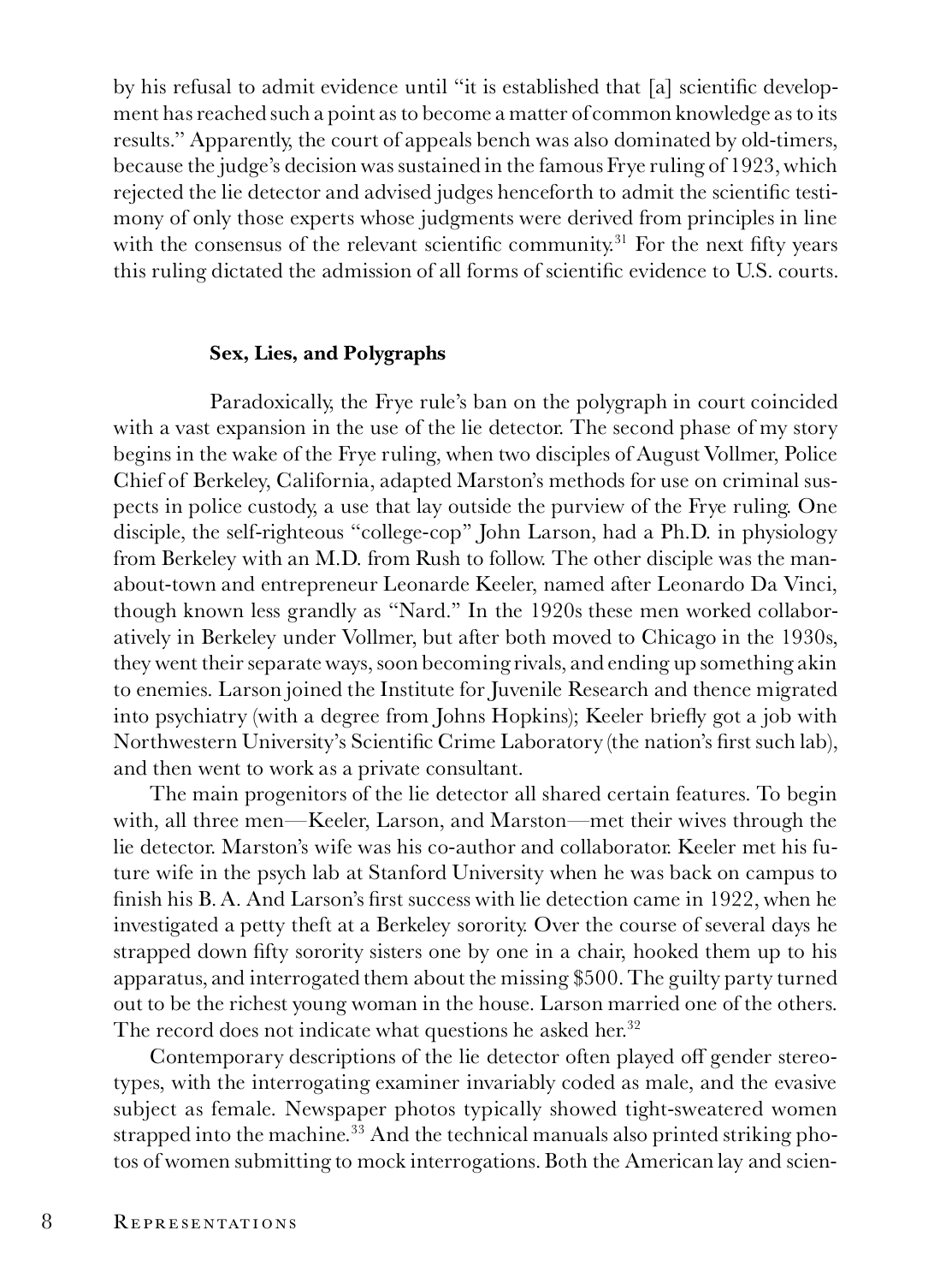by his refusal to admit evidence until "it is established that [a] scientific development has reached such a point as to become a matter of common knowledge as to its results." Apparently, the court of appeals bench was also dominated by old-timers, because the judge's decision was sustained in the famous Frye ruling of 1923, which rejected the lie detector and advised judges henceforth to admit the scientific testimony of only those experts whose judgments were derived from principles in line with the consensus of the relevant scientific community.[31] For the next fifty years this ruling dictated the admission of all forms of scientific evidence to U.S. courts.

### Sex, Lies, and Polygraphs

Paradoxically, the Frye rule's ban on the polygraph in court coincided with a vast expansion in the use of the lie detector. The second phase of my story begins in the wake of the Frye ruling, when two disciples of August Vollmer, Police Chief of Berkeley, California, adapted Marston's methods for use on criminal suspects in police custody, a use that lay outside the purview of the Frye ruling. One disciple, the self-righteous "college-cop" John Larson, had a Ph.D. in physiology from Berkeley with an M.D. from Rush to follow. The other disciple was the man-about-town and entrepreneur Leonarde Keeler, named after Leonardo Da Vinci, though known less grandly as "Nard." In the 1920s these men worked collaboratively in Berkeley under Vollmer, but after both moved to Chicago in the 1930s, they went their separate ways, soon becoming rivals, and ending up something akin to enemies. Larson joined the Institute for Juvenile Research and thence migrated into psychiatry (with a degree from Johns Hopkins); Keeler briefly got a job with Northwestern University's Scientific Crime Laboratory (the nation's first such lab), and then went to work as a private consultant.

The main progenitors of the lie detector all shared certain features. To begin with, all three men—Keeler, Larson, and Marston—met their wives through the lie detector. Marston's wife was his co-author and collaborator. Keeler met his future wife in the psych lab at Stanford University when he was back on campus to finish his B. A. And Larson's first success with lie detection came in 1922, when he investigated a petty theft at a Berkeley sorority. Over the course of several days he strapped down fifty sorority sisters one by one in a chair, hooked them up to his apparatus, and interrogated them about the missing $500. The guilty party turned out to be the richest young woman in the house. Larson married one of the others. The record does not indicate what questions he asked her.[32]

Contemporary descriptions of the lie detector often played off gender stereotypes, with the interrogating examiner invariably coded as male, and the evasive subject as female. Newspaper photos typically showed tight-sweatered women strapped into the machine.[33] And the technical manuals also printed striking photos of women submitting to mock interrogations. Both the American lay and scien-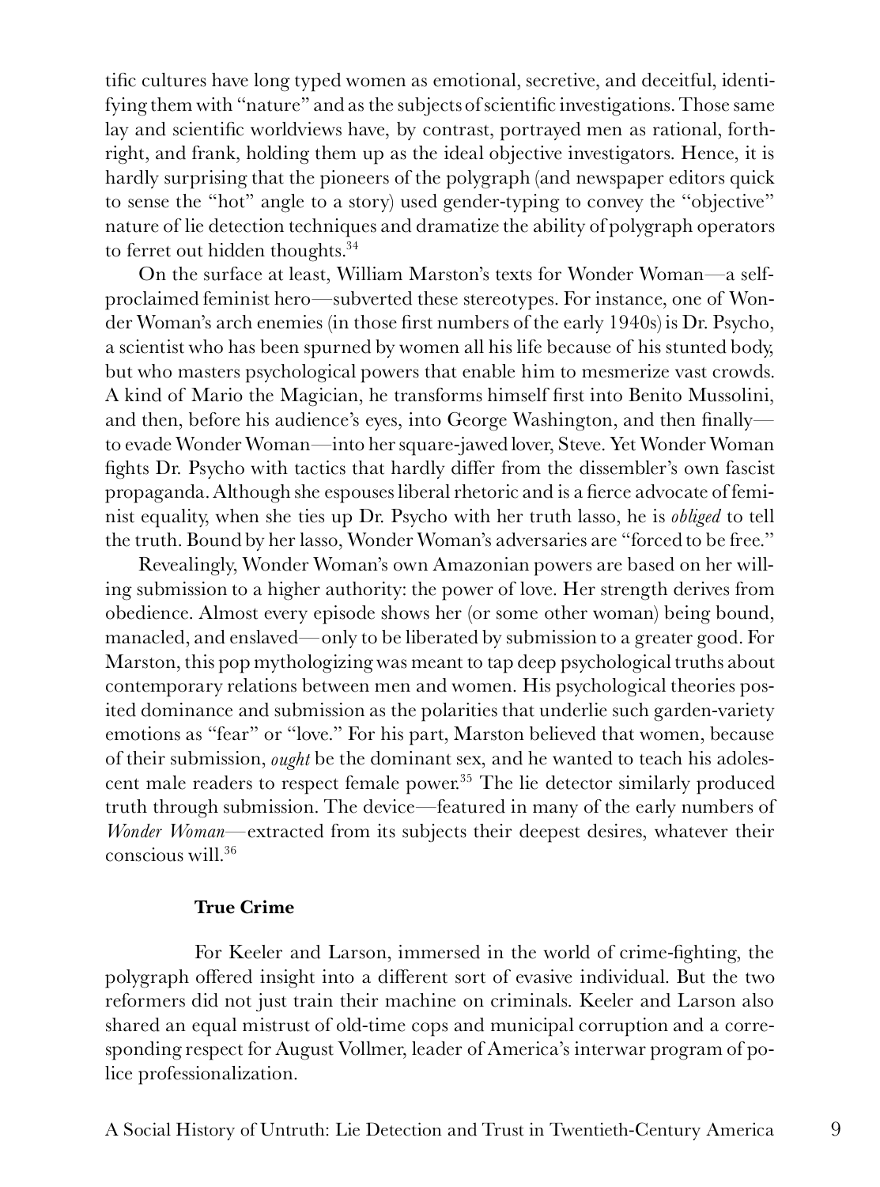tific cultures have long typed women as emotional, secretive, and deceitful, identifying them with "nature" and as the subjects of scientific investigations. Those same lay and scientific worldviews have, by contrast, portrayed men as rational, forthright, and frank, holding them up as the ideal objective investigators. Hence, it is hardly surprising that the pioneers of the polygraph (and newspaper editors quick to sense the "hot" angle to a story) used gender-typing to convey the "objective" nature of lie detection techniques and dramatize the ability of polygraph operators to ferret out hidden thoughts.[34]

On the surface at least, William Marston's texts for Wonder Woman—a self-proclaimed feminist hero—subverted these stereotypes. For instance, one of Wonder Woman's arch enemies (in those first numbers of the early 1940s) is Dr. Psycho, a scientist who has been spurned by women all his life because of his stunted body, but who masters psychological powers that enable him to mesmerize vast crowds. A kind of Mario the Magician, he transforms himself first into Benito Mussolini, and then, before his audience's eyes, into George Washington, and then finally—to evade Wonder Woman—into her square-jawed lover, Steve. Yet Wonder Woman fights Dr. Psycho with tactics that hardly differ from the dissembler's own fascist propaganda. Although she espouses liberal rhetoric and is a fierce advocate of feminist equality, when she ties up Dr. Psycho with her truth lasso, he is *obliged* to tell the truth. Bound by her lasso, Wonder Woman's adversaries are "forced to be free."

Revealingly, Wonder Woman's own Amazonian powers are based on her willing submission to a higher authority: the power of love. Her strength derives from obedience. Almost every episode shows her (or some other woman) being bound, manacled, and enslaved—only to be liberated by submission to a greater good. For Marston, this pop mythologizing was meant to tap deep psychological truths about contemporary relations between men and women. His psychological theories posited dominance and submission as the polarities that underlie such garden-variety emotions as "fear" or "love." For his part, Marston believed that women, because of their submission, *ought* be the dominant sex, and he wanted to teach his adolescent male readers to respect female power.[35] The lie detector similarly produced truth through submission. The device—featured in many of the early numbers of *Wonder Woman*—extracted from its subjects their deepest desires, whatever their conscious will.[36]

## True Crime

For Keeler and Larson, immersed in the world of crime-fighting, the polygraph offered insight into a different sort of evasive individual. But the two reformers did not just train their machine on criminals. Keeler and Larson also shared an equal mistrust of old-time cops and municipal corruption and a corresponding respect for August Vollmer, leader of America's interwar program of police professionalization.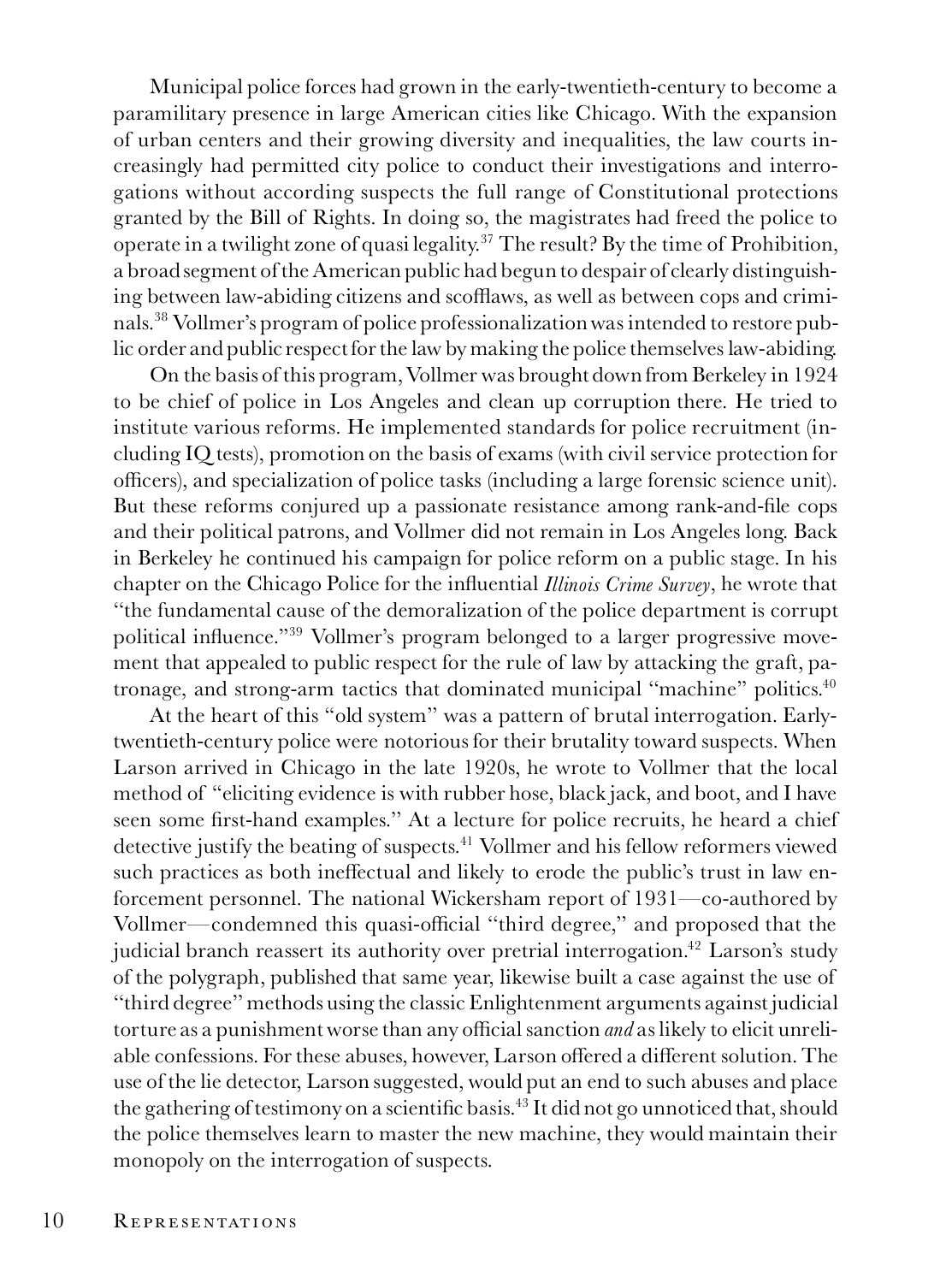Municipal police forces had grown in the early-twentieth-century to become a paramilitary presence in large American cities like Chicago. With the expansion of urban centers and their growing diversity and inequalities, the law courts increasingly had permitted city police to conduct their investigations and interrogations without according suspects the full range of Constitutional protections granted by the Bill of Rights. In doing so, the magistrates had freed the police to operate in a twilight zone of quasi legality.[37] The result? By the time of Prohibition, a broad segment of the American public had begun to despair of clearly distinguishing between law-abiding citizens and scofflaws, as well as between cops and criminals.[38] Vollmer's program of police professionalization was intended to restore public order and public respect for the law by making the police themselves law-abiding.

On the basis of this program, Vollmer was brought down from Berkeley in 1924 to be chief of police in Los Angeles and clean up corruption there. He tried to institute various reforms. He implemented standards for police recruitment (including IQ tests), promotion on the basis of exams (with civil service protection for officers), and specialization of police tasks (including a large forensic science unit). But these reforms conjured up a passionate resistance among rank-and-file cops and their political patrons, and Vollmer did not remain in Los Angeles long. Back in Berkeley he continued his campaign for police reform on a public stage. In his chapter on the Chicago Police for the influential *Illinois Crime Survey*, he wrote that "the fundamental cause of the demoralization of the police department is corrupt political influence."[39] Vollmer's program belonged to a larger progressive movement that appealed to public respect for the rule of law by attacking the graft, patronage, and strong-arm tactics that dominated municipal "machine" politics.[40]

At the heart of this "old system" was a pattern of brutal interrogation. Early-twentieth-century police were notorious for their brutality toward suspects. When Larson arrived in Chicago in the late 1920s, he wrote to Vollmer that the local method of "eliciting evidence is with rubber hose, black jack, and boot, and I have seen some first-hand examples." At a lecture for police recruits, he heard a chief detective justify the beating of suspects.[41] Vollmer and his fellow reformers viewed such practices as both ineffectual and likely to erode the public's trust in law enforcement personnel. The national Wickersham report of 1931—co-authored by Vollmer—condemned this quasi-official "third degree," and proposed that the judicial branch reassert its authority over pretrial interrogation.[42] Larson's study of the polygraph, published that same year, likewise built a case against the use of "third degree" methods using the classic Enlightenment arguments against judicial torture as a punishment worse than any official sanction *and* as likely to elicit unreliable confessions. For these abuses, however, Larson offered a different solution. The use of the lie detector, Larson suggested, would put an end to such abuses and place the gathering of testimony on a scientific basis.[43] It did not go unnoticed that, should the police themselves learn to master the new machine, they would maintain their monopoly on the interrogation of suspects.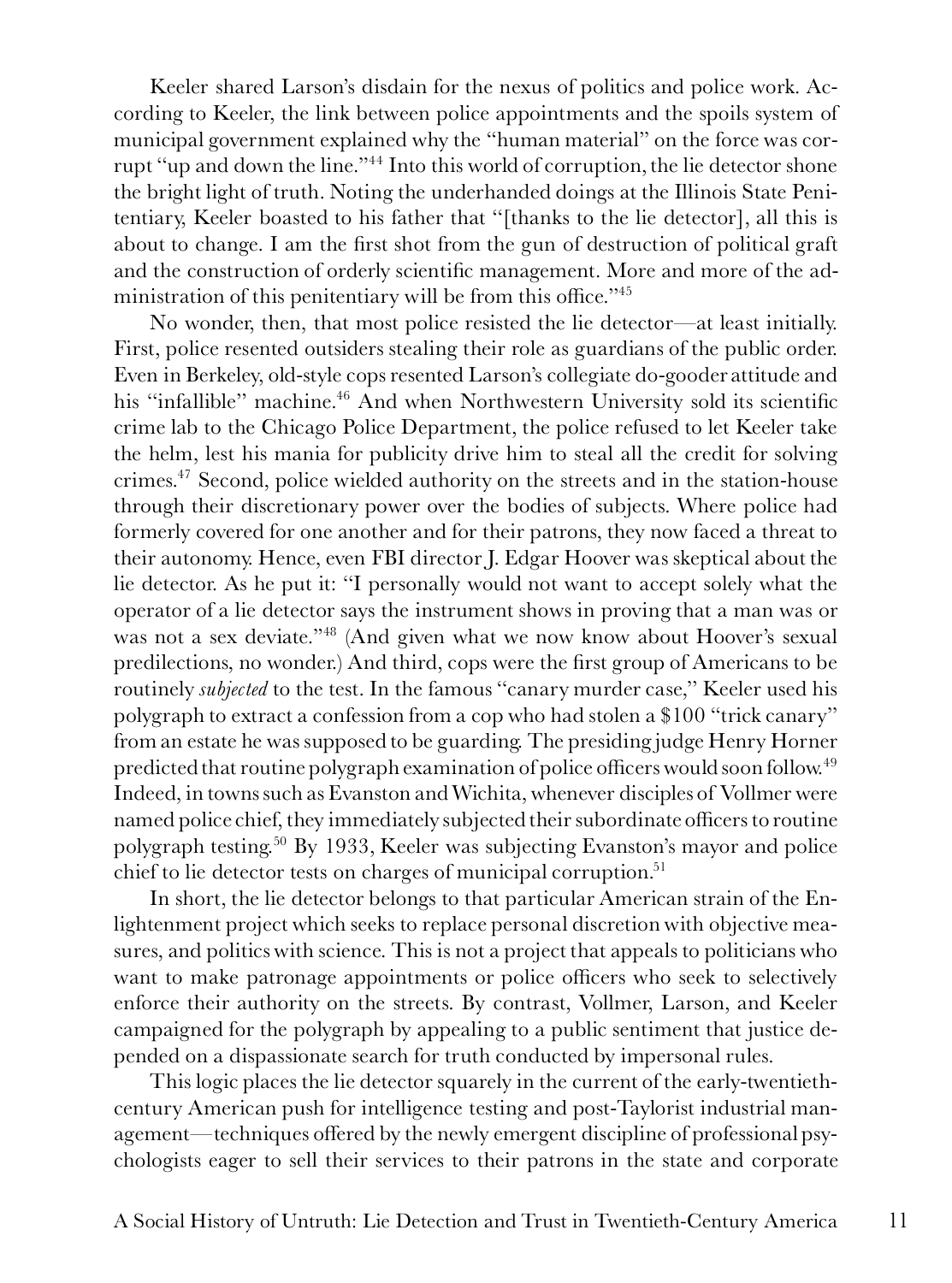Keeler shared Larson's disdain for the nexus of politics and police work. According to Keeler, the link between police appointments and the spoils system of municipal government explained why the "human material" on the force was corrupt "up and down the line."[44] Into this world of corruption, the lie detector shone the bright light of truth. Noting the underhanded doings at the Illinois State Penitentiary, Keeler boasted to his father that "[thanks to the lie detector], all this is about to change. I am the first shot from the gun of destruction of political graft and the construction of orderly scientific management. More and more of the administration of this penitentiary will be from this office."[45]

No wonder, then, that most police resisted the lie detector—at least initially. First, police resented outsiders stealing their role as guardians of the public order. Even in Berkeley, old-style cops resented Larson's collegiate do-gooder attitude and his "infallible" machine.[46] And when Northwestern University sold its scientific crime lab to the Chicago Police Department, the police refused to let Keeler take the helm, lest his mania for publicity drive him to steal all the credit for solving crimes.[47] Second, police wielded authority on the streets and in the station-house through their discretionary power over the bodies of subjects. Where police had formerly covered for one another and for their patrons, they now faced a threat to their autonomy. Hence, even FBI director J. Edgar Hoover was skeptical about the lie detector. As he put it: "I personally would not want to accept solely what the operator of a lie detector says the instrument shows in proving that a man was or was not a sex deviate."[48] (And given what we now know about Hoover's sexual predilections, no wonder.) And third, cops were the first group of Americans to be routinely *subjected* to the test. In the famous "canary murder case," Keeler used his polygraph to extract a confession from a cop who had stolen a $100 "trick canary" from an estate he was supposed to be guarding. The presiding judge Henry Horner predicted that routine polygraph examination of police officers would soon follow.[49] Indeed, in towns such as Evanston and Wichita, whenever disciples of Vollmer were named police chief, they immediately subjected their subordinate officers to routine polygraph testing.[50] By 1933, Keeler was subjecting Evanston's mayor and police chief to lie detector tests on charges of municipal corruption.[51]

In short, the lie detector belongs to that particular American strain of the Enlightenment project which seeks to replace personal discretion with objective measures, and politics with science. This is not a project that appeals to politicians who want to make patronage appointments or police officers who seek to selectively enforce their authority on the streets. By contrast, Vollmer, Larson, and Keeler campaigned for the polygraph by appealing to a public sentiment that justice depended on a dispassionate search for truth conducted by impersonal rules.

This logic places the lie detector squarely in the current of the early-twentieth-century American push for intelligence testing and post-Taylorist industrial management—techniques offered by the newly emergent discipline of professional psychologists eager to sell their services to their patrons in the state and corporate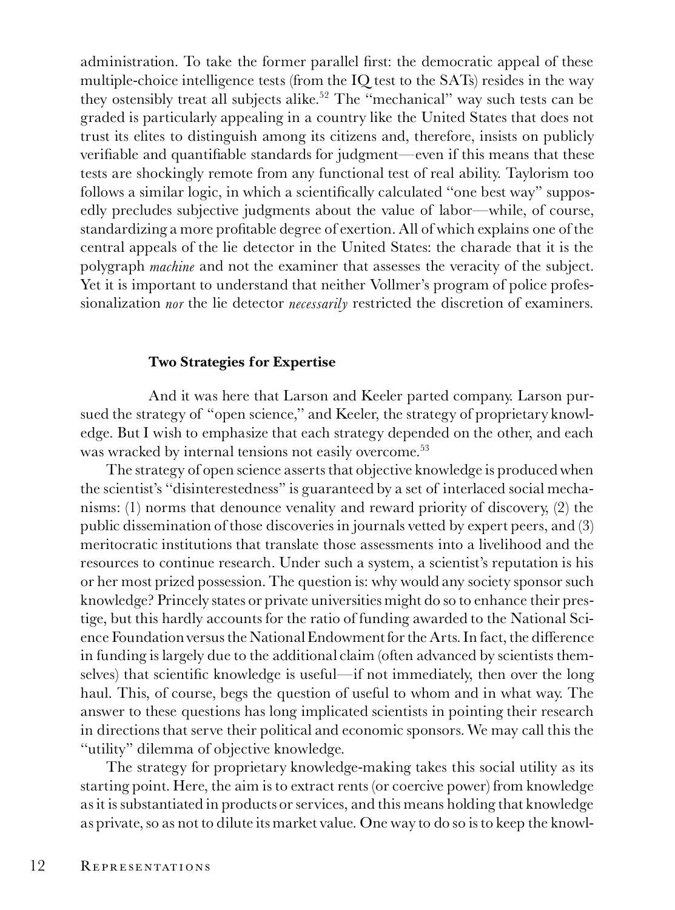administration. To take the former parallel first: the democratic appeal of these multiple-choice intelligence tests (from the IQ test to the SATs) resides in the way they ostensibly treat all subjects alike.[52] The "mechanical" way such tests can be graded is particularly appealing in a country like the United States that does not trust its elites to distinguish among its citizens and, therefore, insists on publicly verifiable and quantifiable standards for judgment—even if this means that these tests are shockingly remote from any functional test of real ability. Taylorism too follows a similar logic, in which a scientifically calculated "one best way" supposedly precludes subjective judgments about the value of labor—while, of course, standardizing a more profitable degree of exertion. All of which explains one of the central appeals of the lie detector in the United States: the charade that it is the polygraph *machine* and not the examiner that assesses the veracity of the subject. Yet it is important to understand that neither Vollmer's program of police professionalization *nor* the lie detector *necessarily* restricted the discretion of examiners.

### Two Strategies for Expertise

And it was here that Larson and Keeler parted company. Larson pursued the strategy of "open science," and Keeler, the strategy of proprietary knowledge. But I wish to emphasize that each strategy depended on the other, and each was wracked by internal tensions not easily overcome.[53]

The strategy of open science asserts that objective knowledge is produced when the scientist's "disinterestedness" is guaranteed by a set of interlaced social mechanisms: (1) norms that denounce venality and reward priority of discovery, (2) the public dissemination of those discoveries in journals vetted by expert peers, and (3) meritocratic institutions that translate those assessments into a livelihood and the resources to continue research. Under such a system, a scientist's reputation is his or her most prized possession. The question is: why would any society sponsor such knowledge? Princely states or private universities might do so to enhance their prestige, but this hardly accounts for the ratio of funding awarded to the National Science Foundation versus the National Endowment for the Arts. In fact, the difference in funding is largely due to the additional claim (often advanced by scientists themselves) that scientific knowledge is useful—if not immediately, then over the long haul. This, of course, begs the question of useful to whom and in what way. The answer to these questions has long implicated scientists in pointing their research in directions that serve their political and economic sponsors. We may call this the "utility" dilemma of objective knowledge.

The strategy for proprietary knowledge-making takes this social utility as its starting point. Here, the aim is to extract rents (or coercive power) from knowledge as it is substantiated in products or services, and this means holding that knowledge as private, so as not to dilute its market value. One way to do so is to keep the knowl-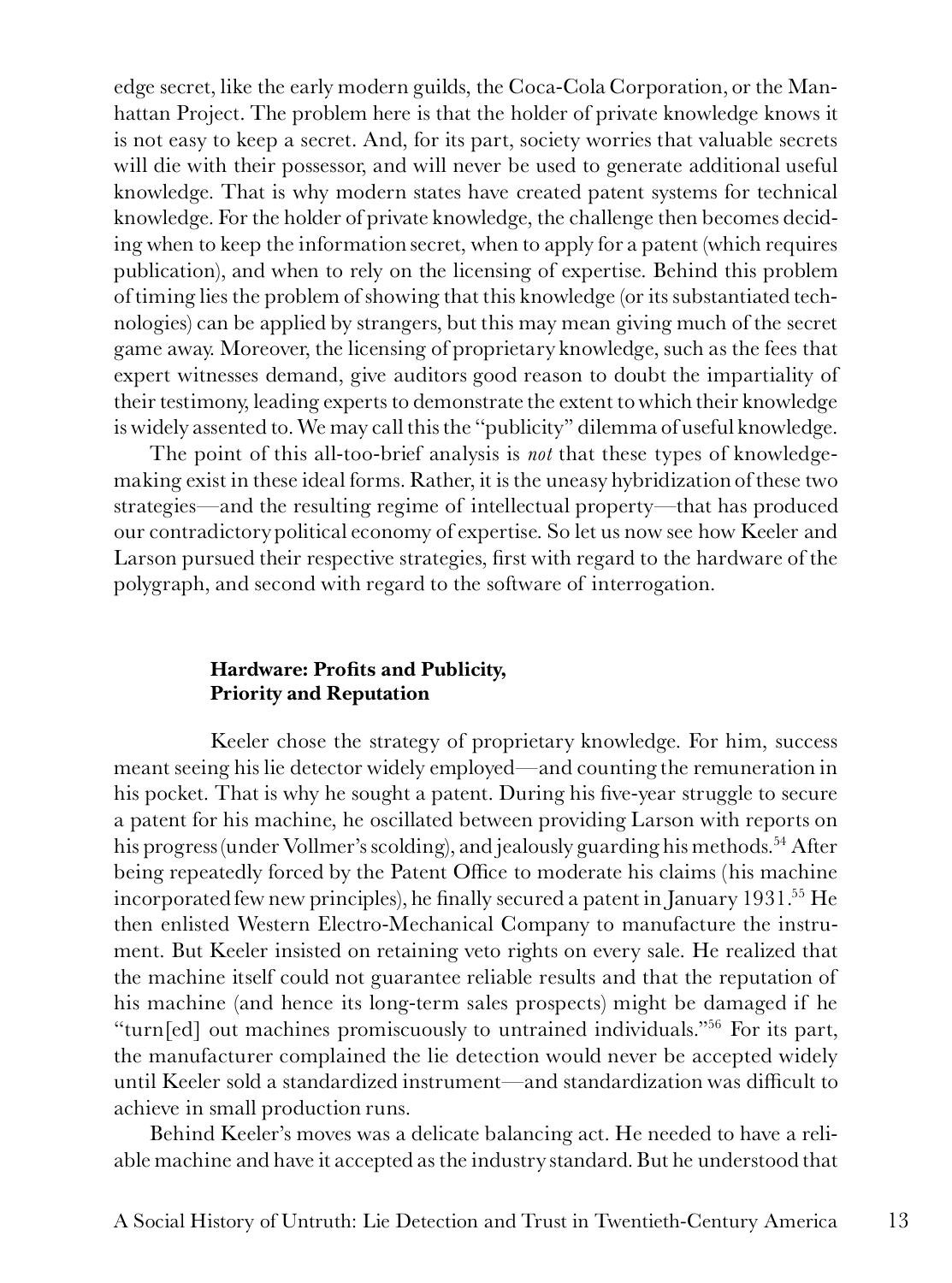edge secret, like the early modern guilds, the Coca-Cola Corporation, or the Manhattan Project. The problem here is that the holder of private knowledge knows it is not easy to keep a secret. And, for its part, society worries that valuable secrets will die with their possessor, and will never be used to generate additional useful knowledge. That is why modern states have created patent systems for technical knowledge. For the holder of private knowledge, the challenge then becomes deciding when to keep the information secret, when to apply for a patent (which requires publication), and when to rely on the licensing of expertise. Behind this problem of timing lies the problem of showing that this knowledge (or its substantiated technologies) can be applied by strangers, but this may mean giving much of the secret game away. Moreover, the licensing of proprietary knowledge, such as the fees that expert witnesses demand, give auditors good reason to doubt the impartiality of their testimony, leading experts to demonstrate the extent to which their knowledge is widely assented to. We may call this the "publicity" dilemma of useful knowledge.

The point of this all-too-brief analysis is *not* that these types of knowledge-making exist in these ideal forms. Rather, it is the uneasy hybridization of these two strategies—and the resulting regime of intellectual property—that has produced our contradictory political economy of expertise. So let us now see how Keeler and Larson pursued their respective strategies, first with regard to the hardware of the polygraph, and second with regard to the software of interrogation.

### Hardware: Profits and Publicity, Priority and Reputation

Keeler chose the strategy of proprietary knowledge. For him, success meant seeing his lie detector widely employed—and counting the remuneration in his pocket. That is why he sought a patent. During his five-year struggle to secure a patent for his machine, he oscillated between providing Larson with reports on his progress (under Vollmer's scolding), and jealously guarding his methods.[54] After being repeatedly forced by the Patent Office to moderate his claims (his machine incorporated few new principles), he finally secured a patent in January 1931.[55] He then enlisted Western Electro-Mechanical Company to manufacture the instrument. But Keeler insisted on retaining veto rights on every sale. He realized that the machine itself could not guarantee reliable results and that the reputation of his machine (and hence its long-term sales prospects) might be damaged if he "turn[ed] out machines promiscuously to untrained individuals."[56] For its part, the manufacturer complained the lie detection would never be accepted widely until Keeler sold a standardized instrument—and standardization was difficult to achieve in small production runs.

Behind Keeler's moves was a delicate balancing act. He needed to have a reliable machine and have it accepted as the industry standard. But he understood that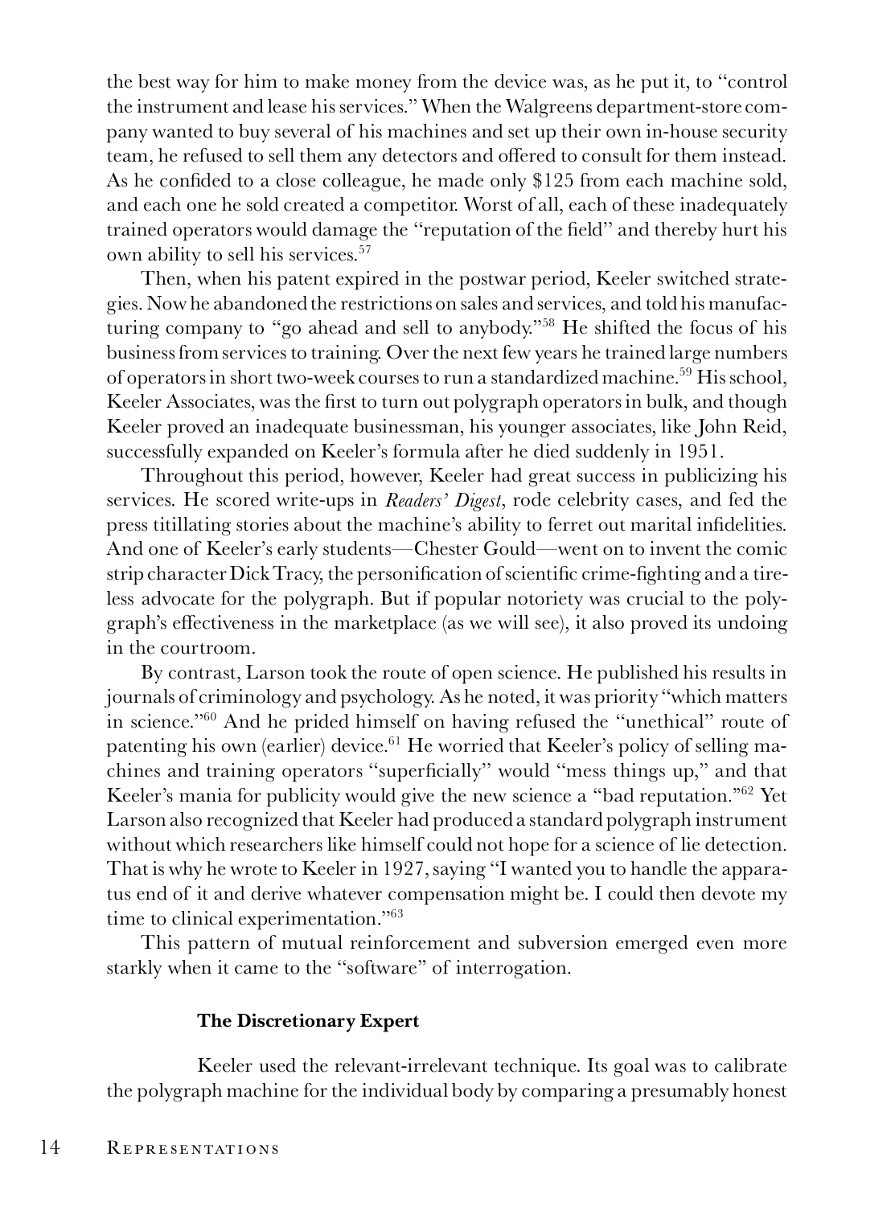the best way for him to make money from the device was, as he put it, to "control the instrument and lease his services." When the Walgreens department-store company wanted to buy several of his machines and set up their own in-house security team, he refused to sell them any detectors and offered to consult for them instead. As he confided to a close colleague, he made only $125 from each machine sold, and each one he sold created a competitor. Worst of all, each of these inadequately trained operators would damage the "reputation of the field" and thereby hurt his own ability to sell his services.[57]

Then, when his patent expired in the postwar period, Keeler switched strategies. Now he abandoned the restrictions on sales and services, and told his manufacturing company to "go ahead and sell to anybody."[58] He shifted the focus of his business from services to training. Over the next few years he trained large numbers of operators in short two-week courses to run a standardized machine.[59] His school, Keeler Associates, was the first to turn out polygraph operators in bulk, and though Keeler proved an inadequate businessman, his younger associates, like John Reid, successfully expanded on Keeler's formula after he died suddenly in 1951.

Throughout this period, however, Keeler had great success in publicizing his services. He scored write-ups in *Readers' Digest*, rode celebrity cases, and fed the press titillating stories about the machine's ability to ferret out marital infidelities. And one of Keeler's early students—Chester Gould—went on to invent the comic strip character Dick Tracy, the personification of scientific crime-fighting and a tireless advocate for the polygraph. But if popular notoriety was crucial to the polygraph's effectiveness in the marketplace (as we will see), it also proved its undoing in the courtroom.

By contrast, Larson took the route of open science. He published his results in journals of criminology and psychology. As he noted, it was priority "which matters in science."[60] And he prided himself on having refused the "unethical" route of patenting his own (earlier) device.[61] He worried that Keeler's policy of selling machines and training operators "superficially" would "mess things up," and that Keeler's mania for publicity would give the new science a "bad reputation."[62] Yet Larson also recognized that Keeler had produced a standard polygraph instrument without which researchers like himself could not hope for a science of lie detection. That is why he wrote to Keeler in 1927, saying "I wanted you to handle the apparatus end of it and derive whatever compensation might be. I could then devote my time to clinical experimentation."[63]

This pattern of mutual reinforcement and subversion emerged even more starkly when it came to the "software" of interrogation.

### The Discretionary Expert

Keeler used the relevant-irrelevant technique. Its goal was to calibrate the polygraph machine for the individual body by comparing a presumably honest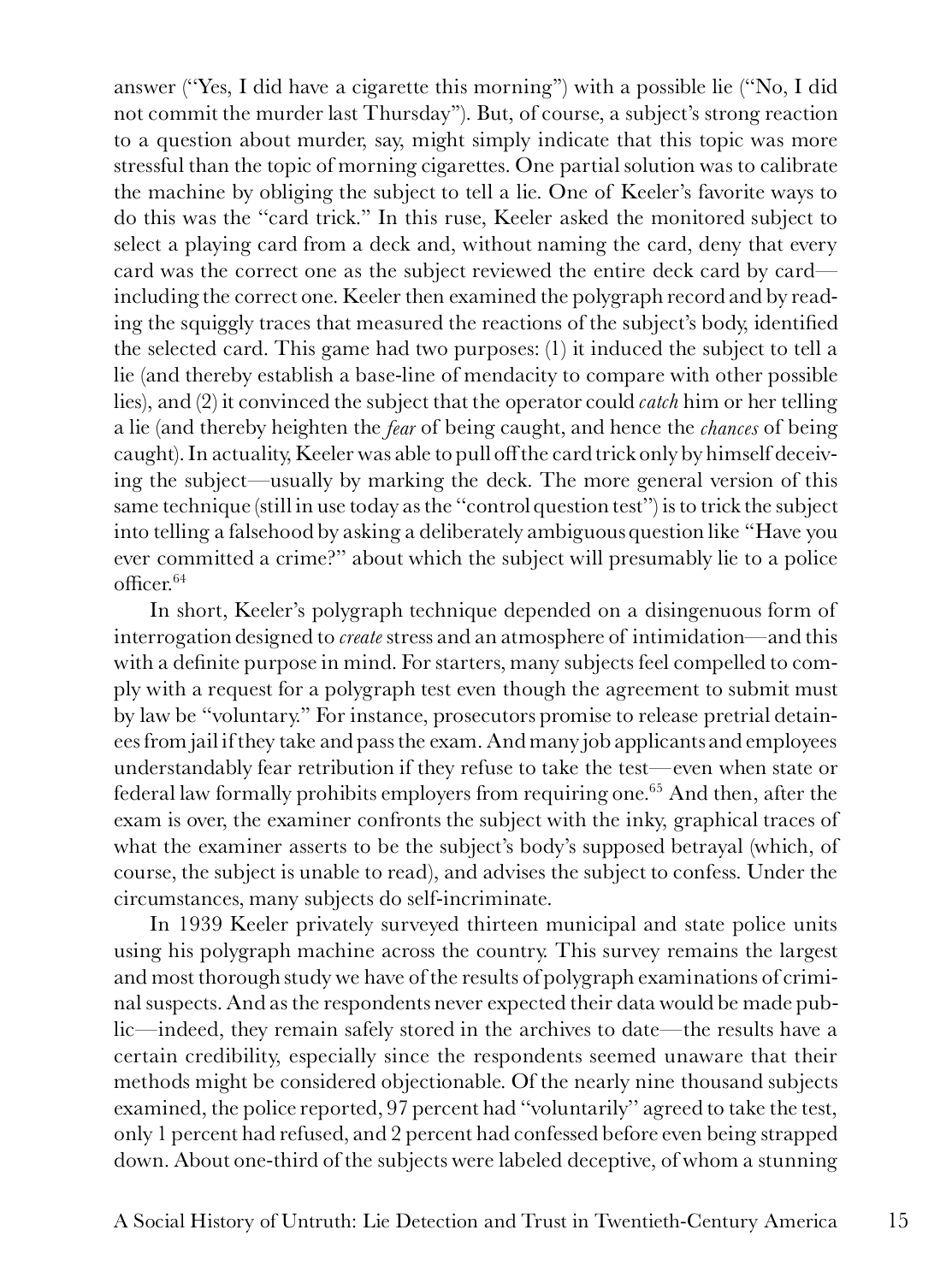answer ("Yes, I did have a cigarette this morning") with a possible lie ("No, I did not commit the murder last Thursday"). But, of course, a subject's strong reaction to a question about murder, say, might simply indicate that this topic was more stressful than the topic of morning cigarettes. One partial solution was to calibrate the machine by obliging the subject to tell a lie. One of Keeler's favorite ways to do this was the "card trick." In this ruse, Keeler asked the monitored subject to select a playing card from a deck and, without naming the card, deny that every card was the correct one as the subject reviewed the entire deck card by card—including the correct one. Keeler then examined the polygraph record and by reading the squiggly traces that measured the reactions of the subject's body, identified the selected card. This game had two purposes: (1) it induced the subject to tell a lie (and thereby establish a base-line of mendacity to compare with other possible lies), and (2) it convinced the subject that the operator could *catch* him or her telling a lie (and thereby heighten the *fear* of being caught, and hence the *chances* of being caught). In actuality, Keeler was able to pull off the card trick only by himself deceiving the subject—usually by marking the deck. The more general version of this same technique (still in use today as the "control question test") is to trick the subject into telling a falsehood by asking a deliberately ambiguous question like "Have you ever committed a crime?" about which the subject will presumably lie to a police officer.[64]

In short, Keeler's polygraph technique depended on a disingenuous form of interrogation designed to *create* stress and an atmosphere of intimidation—and this with a definite purpose in mind. For starters, many subjects feel compelled to comply with a request for a polygraph test even though the agreement to submit must by law be "voluntary." For instance, prosecutors promise to release pretrial detainees from jail if they take and pass the exam. And many job applicants and employees understandably fear retribution if they refuse to take the test—even when state or federal law formally prohibits employers from requiring one.[65] And then, after the exam is over, the examiner confronts the subject with the inky, graphical traces of what the examiner asserts to be the subject's body's supposed betrayal (which, of course, the subject is unable to read), and advises the subject to confess. Under the circumstances, many subjects do self-incriminate.

In 1939 Keeler privately surveyed thirteen municipal and state police units using his polygraph machine across the country. This survey remains the largest and most thorough study we have of the results of polygraph examinations of criminal suspects. And as the respondents never expected their data would be made public—indeed, they remain safely stored in the archives to date—the results have a certain credibility, especially since the respondents seemed unaware that their methods might be considered objectionable. Of the nearly nine thousand subjects examined, the police reported, 97 percent had "voluntarily" agreed to take the test, only 1 percent had refused, and 2 percent had confessed before even being strapped down. About one-third of the subjects were labeled deceptive, of whom a stunning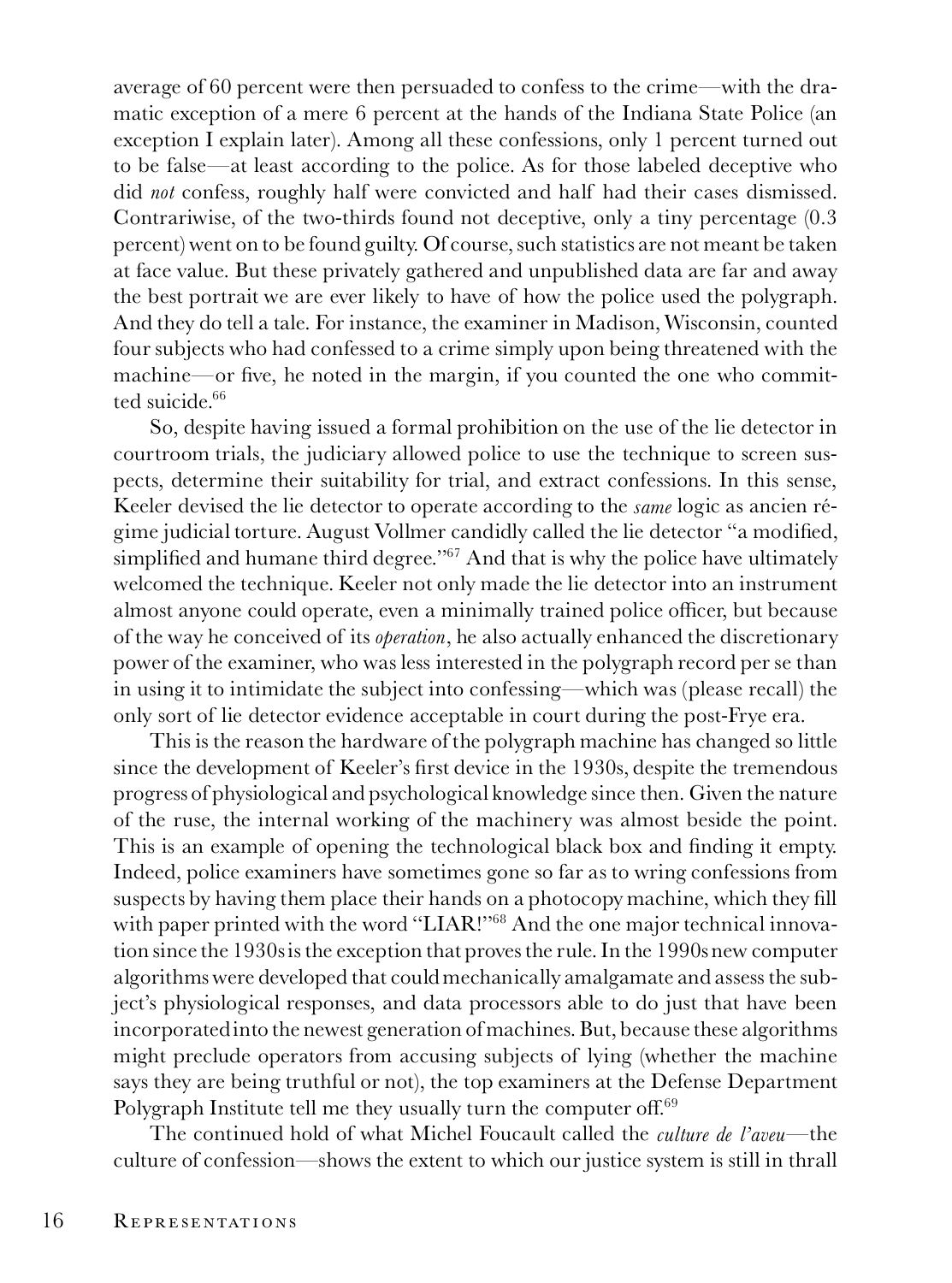average of 60 percent were then persuaded to confess to the crime—with the dramatic exception of a mere 6 percent at the hands of the Indiana State Police (an exception I explain later). Among all these confessions, only 1 percent turned out to be false—at least according to the police. As for those labeled deceptive who did *not* confess, roughly half were convicted and half had their cases dismissed. Contrariwise, of the two-thirds found not deceptive, only a tiny percentage (0.3 percent) went on to be found guilty. Of course, such statistics are not meant be taken at face value. But these privately gathered and unpublished data are far and away the best portrait we are ever likely to have of how the police used the polygraph. And they do tell a tale. For instance, the examiner in Madison, Wisconsin, counted four subjects who had confessed to a crime simply upon being threatened with the machine—or five, he noted in the margin, if you counted the one who committed suicide.[66]

So, despite having issued a formal prohibition on the use of the lie detector in courtroom trials, the judiciary allowed police to use the technique to screen suspects, determine their suitability for trial, and extract confessions. In this sense, Keeler devised the lie detector to operate according to the *same* logic as ancien régime judicial torture. August Vollmer candidly called the lie detector "a modified, simplified and humane third degree."[67] And that is why the police have ultimately welcomed the technique. Keeler not only made the lie detector into an instrument almost anyone could operate, even a minimally trained police officer, but because of the way he conceived of its *operation*, he also actually enhanced the discretionary power of the examiner, who was less interested in the polygraph record per se than in using it to intimidate the subject into confessing—which was (please recall) the only sort of lie detector evidence acceptable in court during the post-Frye era.

This is the reason the hardware of the polygraph machine has changed so little since the development of Keeler's first device in the 1930s, despite the tremendous progress of physiological and psychological knowledge since then. Given the nature of the ruse, the internal working of the machinery was almost beside the point. This is an example of opening the technological black box and finding it empty. Indeed, police examiners have sometimes gone so far as to wring confessions from suspects by having them place their hands on a photocopy machine, which they fill with paper printed with the word "LIAR!"[68] And the one major technical innovation since the 1930s is the exception that proves the rule. In the 1990s new computer algorithms were developed that could mechanically amalgamate and assess the subject's physiological responses, and data processors able to do just that have been incorporated into the newest generation of machines. But, because these algorithms might preclude operators from accusing subjects of lying (whether the machine says they are being truthful or not), the top examiners at the Defense Department Polygraph Institute tell me they usually turn the computer off.[69]

The continued hold of what Michel Foucault called the *culture de l'aveu*—the culture of confession—shows the extent to which our justice system is still in thrall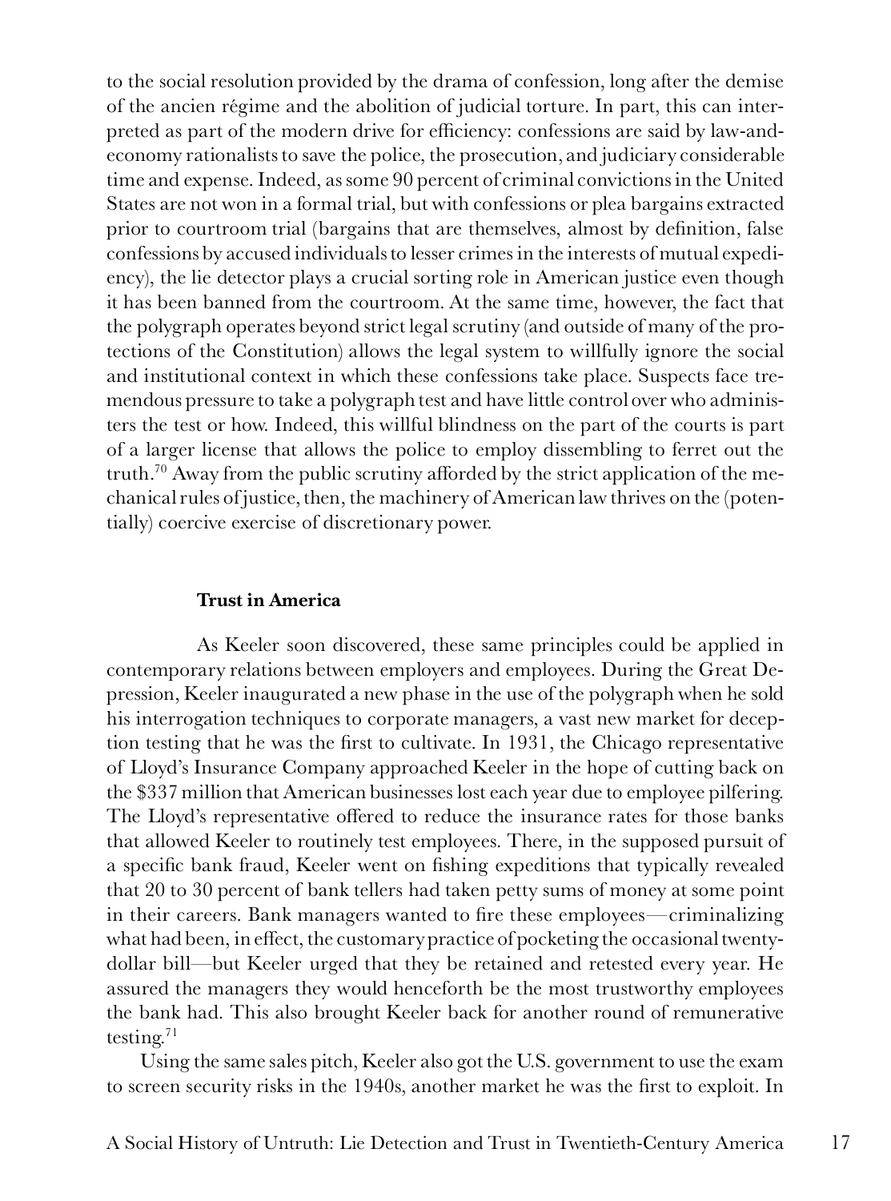to the social resolution provided by the drama of confession, long after the demise of the ancien régime and the abolition of judicial torture. In part, this can interpreted as part of the modern drive for efficiency: confessions are said by law-and-economy rationalists to save the police, the prosecution, and judiciary considerable time and expense. Indeed, as some 90 percent of criminal convictions in the United States are not won in a formal trial, but with confessions or plea bargains extracted prior to courtroom trial (bargains that are themselves, almost by definition, false confessions by accused individuals to lesser crimes in the interests of mutual expediency), the lie detector plays a crucial sorting role in American justice even though it has been banned from the courtroom. At the same time, however, the fact that the polygraph operates beyond strict legal scrutiny (and outside of many of the protections of the Constitution) allows the legal system to willfully ignore the social and institutional context in which these confessions take place. Suspects face tremendous pressure to take a polygraph test and have little control over who administers the test or how. Indeed, this willful blindness on the part of the courts is part of a larger license that allows the police to employ dissembling to ferret out the truth.[70] Away from the public scrutiny afforded by the strict application of the mechanical rules of justice, then, the machinery of American law thrives on the (potentially) coercive exercise of discretionary power.

### Trust in America

As Keeler soon discovered, these same principles could be applied in contemporary relations between employers and employees. During the Great Depression, Keeler inaugurated a new phase in the use of the polygraph when he sold his interrogation techniques to corporate managers, a vast new market for deception testing that he was the first to cultivate. In 1931, the Chicago representative of Lloyd's Insurance Company approached Keeler in the hope of cutting back on the $337 million that American businesses lost each year due to employee pilfering. The Lloyd's representative offered to reduce the insurance rates for those banks that allowed Keeler to routinely test employees. There, in the supposed pursuit of a specific bank fraud, Keeler went on fishing expeditions that typically revealed that 20 to 30 percent of bank tellers had taken petty sums of money at some point in their careers. Bank managers wanted to fire these employees—criminalizing what had been, in effect, the customary practice of pocketing the occasional twenty-dollar bill—but Keeler urged that they be retained and retested every year. He assured the managers they would henceforth be the most trustworthy employees the bank had. This also brought Keeler back for another round of remunerative testing.[71]

Using the same sales pitch, Keeler also got the U.S. government to use the exam to screen security risks in the 1940s, another market he was the first to exploit. In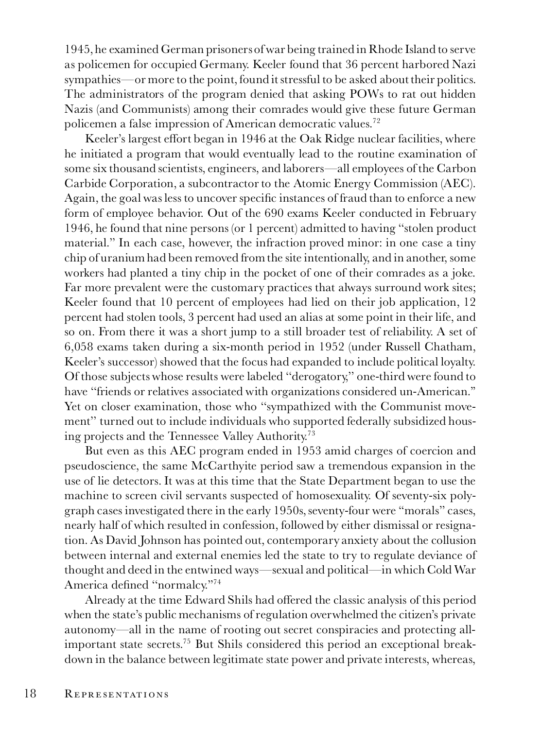1945, he examined German prisoners of war being trained in Rhode Island to serve as policemen for occupied Germany. Keeler found that 36 percent harbored Nazi sympathies—or more to the point, found it stressful to be asked about their politics. The administrators of the program denied that asking POWs to rat out hidden Nazis (and Communists) among their comrades would give these future German policemen a false impression of American democratic values.[72]

Keeler's largest effort began in 1946 at the Oak Ridge nuclear facilities, where he initiated a program that would eventually lead to the routine examination of some six thousand scientists, engineers, and laborers—all employees of the Carbon Carbide Corporation, a subcontractor to the Atomic Energy Commission (AEC). Again, the goal was less to uncover specific instances of fraud than to enforce a new form of employee behavior. Out of the 690 exams Keeler conducted in February 1946, he found that nine persons (or 1 percent) admitted to having "stolen product material." In each case, however, the infraction proved minor: in one case a tiny chip of uranium had been removed from the site intentionally, and in another, some workers had planted a tiny chip in the pocket of one of their comrades as a joke. Far more prevalent were the customary practices that always surround work sites; Keeler found that 10 percent of employees had lied on their job application, 12 percent had stolen tools, 3 percent had used an alias at some point in their life, and so on. From there it was a short jump to a still broader test of reliability. A set of 6,058 exams taken during a six-month period in 1952 (under Russell Chatham, Keeler's successor) showed that the focus had expanded to include political loyalty. Of those subjects whose results were labeled "derogatory," one-third were found to have "friends or relatives associated with organizations considered un-American." Yet on closer examination, those who "sympathized with the Communist movement" turned out to include individuals who supported federally subsidized housing projects and the Tennessee Valley Authority.[73]

But even as this AEC program ended in 1953 amid charges of coercion and pseudoscience, the same McCarthyite period saw a tremendous expansion in the use of lie detectors. It was at this time that the State Department began to use the machine to screen civil servants suspected of homosexuality. Of seventy-six polygraph cases investigated there in the early 1950s, seventy-four were "morals" cases, nearly half of which resulted in confession, followed by either dismissal or resignation. As David Johnson has pointed out, contemporary anxiety about the collusion between internal and external enemies led the state to try to regulate deviance of thought and deed in the entwined ways—sexual and political—in which Cold War America defined "normalcy."[74]

Already at the time Edward Shils had offered the classic analysis of this period when the state's public mechanisms of regulation overwhelmed the citizen's private autonomy—all in the name of rooting out secret conspiracies and protecting all-important state secrets.[75] But Shils considered this period an exceptional breakdown in the balance between legitimate state power and private interests, whereas,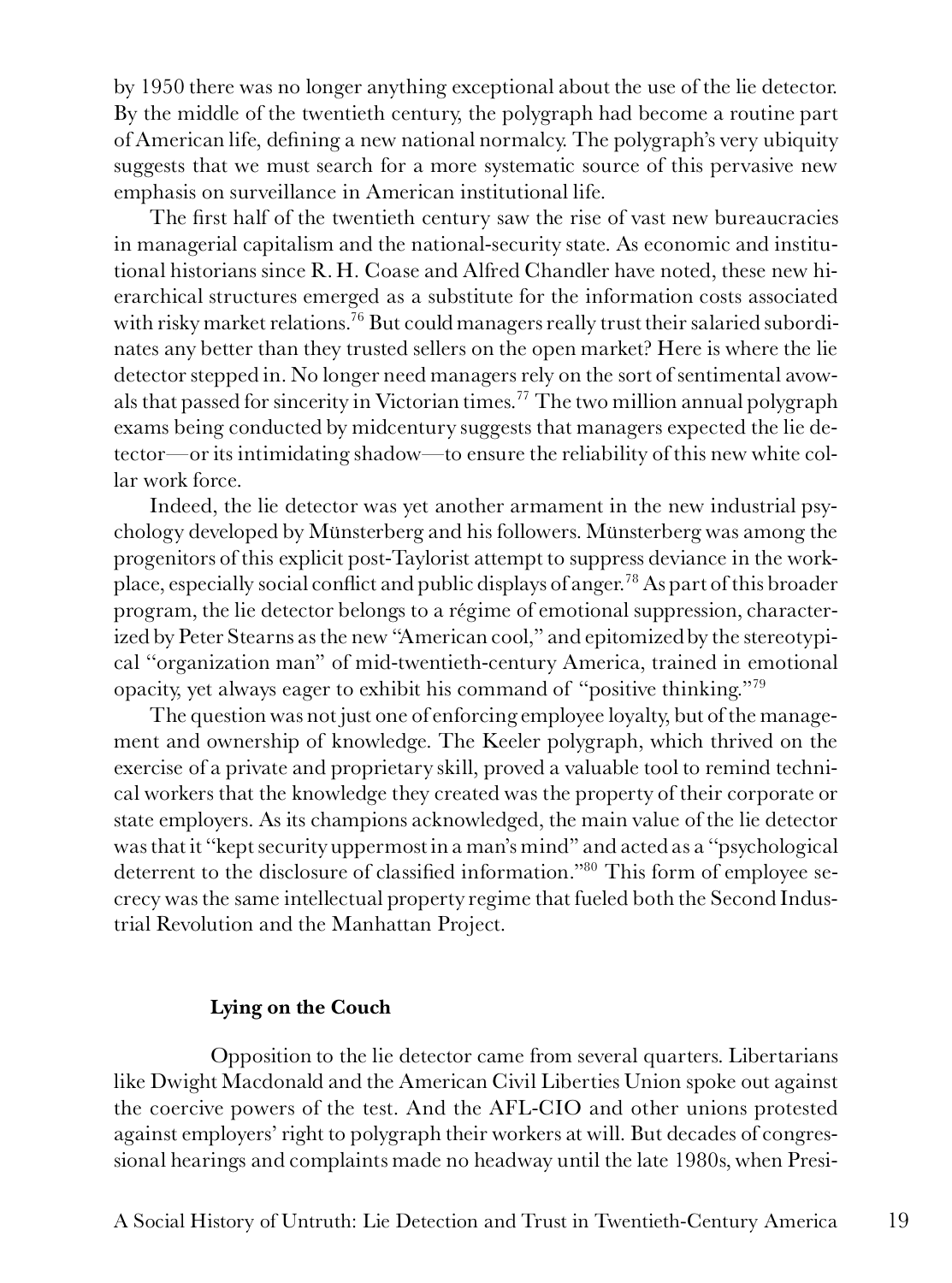by 1950 there was no longer anything exceptional about the use of the lie detector. By the middle of the twentieth century, the polygraph had become a routine part of American life, defining a new national normalcy. The polygraph's very ubiquity suggests that we must search for a more systematic source of this pervasive new emphasis on surveillance in American institutional life.

The first half of the twentieth century saw the rise of vast new bureaucracies in managerial capitalism and the national-security state. As economic and institutional historians since R. H. Coase and Alfred Chandler have noted, these new hierarchical structures emerged as a substitute for the information costs associated with risky market relations.[76] But could managers really trust their salaried subordinates any better than they trusted sellers on the open market? Here is where the lie detector stepped in. No longer need managers rely on the sort of sentimental avowals that passed for sincerity in Victorian times.[77] The two million annual polygraph exams being conducted by midcentury suggests that managers expected the lie detector—or its intimidating shadow—to ensure the reliability of this new white collar work force.

Indeed, the lie detector was yet another armament in the new industrial psychology developed by Münsterberg and his followers. Münsterberg was among the progenitors of this explicit post-Taylorist attempt to suppress deviance in the workplace, especially social conflict and public displays of anger.[78] As part of this broader program, the lie detector belongs to a régime of emotional suppression, characterized by Peter Stearns as the new "American cool," and epitomized by the stereotypical "organization man" of mid-twentieth-century America, trained in emotional opacity, yet always eager to exhibit his command of "positive thinking."[79]

The question was not just one of enforcing employee loyalty, but of the management and ownership of knowledge. The Keeler polygraph, which thrived on the exercise of a private and proprietary skill, proved a valuable tool to remind technical workers that the knowledge they created was the property of their corporate or state employers. As its champions acknowledged, the main value of the lie detector was that it "kept security uppermost in a man's mind" and acted as a "psychological deterrent to the disclosure of classified information."[80] This form of employee secrecy was the same intellectual property regime that fueled both the Second Industrial Revolution and the Manhattan Project.

### Lying on the Couch

Opposition to the lie detector came from several quarters. Libertarians like Dwight Macdonald and the American Civil Liberties Union spoke out against the coercive powers of the test. And the AFL-CIO and other unions protested against employers' right to polygraph their workers at will. But decades of congressional hearings and complaints made no headway until the late 1980s, when Presi-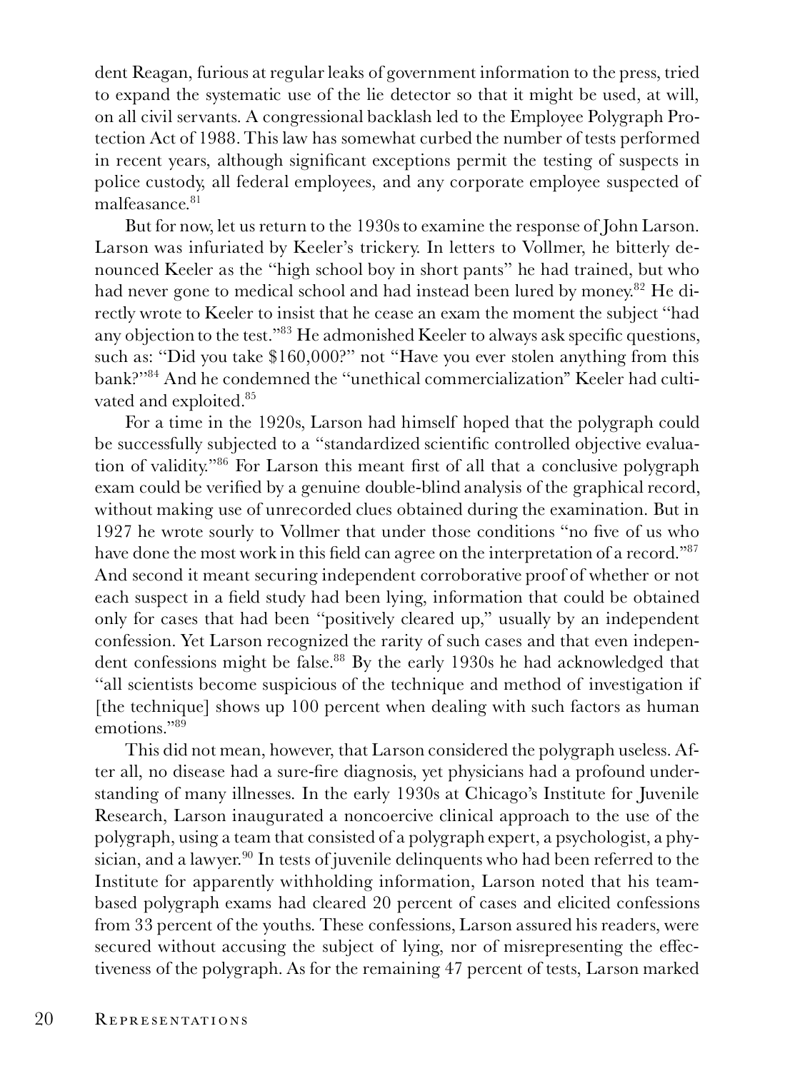dent Reagan, furious at regular leaks of government information to the press, tried to expand the systematic use of the lie detector so that it might be used, at will, on all civil servants. A congressional backlash led to the Employee Polygraph Protection Act of 1988. This law has somewhat curbed the number of tests performed in recent years, although significant exceptions permit the testing of suspects in police custody, all federal employees, and any corporate employee suspected of malfeasance.[81]

But for now, let us return to the 1930s to examine the response of John Larson. Larson was infuriated by Keeler's trickery. In letters to Vollmer, he bitterly denounced Keeler as the "high school boy in short pants" he had trained, but who had never gone to medical school and had instead been lured by money.[82] He directly wrote to Keeler to insist that he cease an exam the moment the subject "had any objection to the test."[83] He admonished Keeler to always ask specific questions, such as: "Did you take $160,000?" not "Have you ever stolen anything from this bank?"[84] And he condemned the "unethical commercialization" Keeler had cultivated and exploited.[85]

For a time in the 1920s, Larson had himself hoped that the polygraph could be successfully subjected to a "standardized scientific controlled objective evaluation of validity."[86] For Larson this meant first of all that a conclusive polygraph exam could be verified by a genuine double-blind analysis of the graphical record, without making use of unrecorded clues obtained during the examination. But in 1927 he wrote sourly to Vollmer that under those conditions "no five of us who have done the most work in this field can agree on the interpretation of a record."[87] And second it meant securing independent corroborative proof of whether or not each suspect in a field study had been lying, information that could be obtained only for cases that had been "positively cleared up," usually by an independent confession. Yet Larson recognized the rarity of such cases and that even independent confessions might be false.[88] By the early 1930s he had acknowledged that "all scientists become suspicious of the technique and method of investigation if [the technique] shows up 100 percent when dealing with such factors as human emotions."[89]

This did not mean, however, that Larson considered the polygraph useless. After all, no disease had a sure-fire diagnosis, yet physicians had a profound understanding of many illnesses. In the early 1930s at Chicago's Institute for Juvenile Research, Larson inaugurated a noncoercive clinical approach to the use of the polygraph, using a team that consisted of a polygraph expert, a psychologist, a physician, and a lawyer.[90] In tests of juvenile delinquents who had been referred to the Institute for apparently withholding information, Larson noted that his team-based polygraph exams had cleared 20 percent of cases and elicited confessions from 33 percent of the youths. These confessions, Larson assured his readers, were secured without accusing the subject of lying, nor of misrepresenting the effectiveness of the polygraph. As for the remaining 47 percent of tests, Larson marked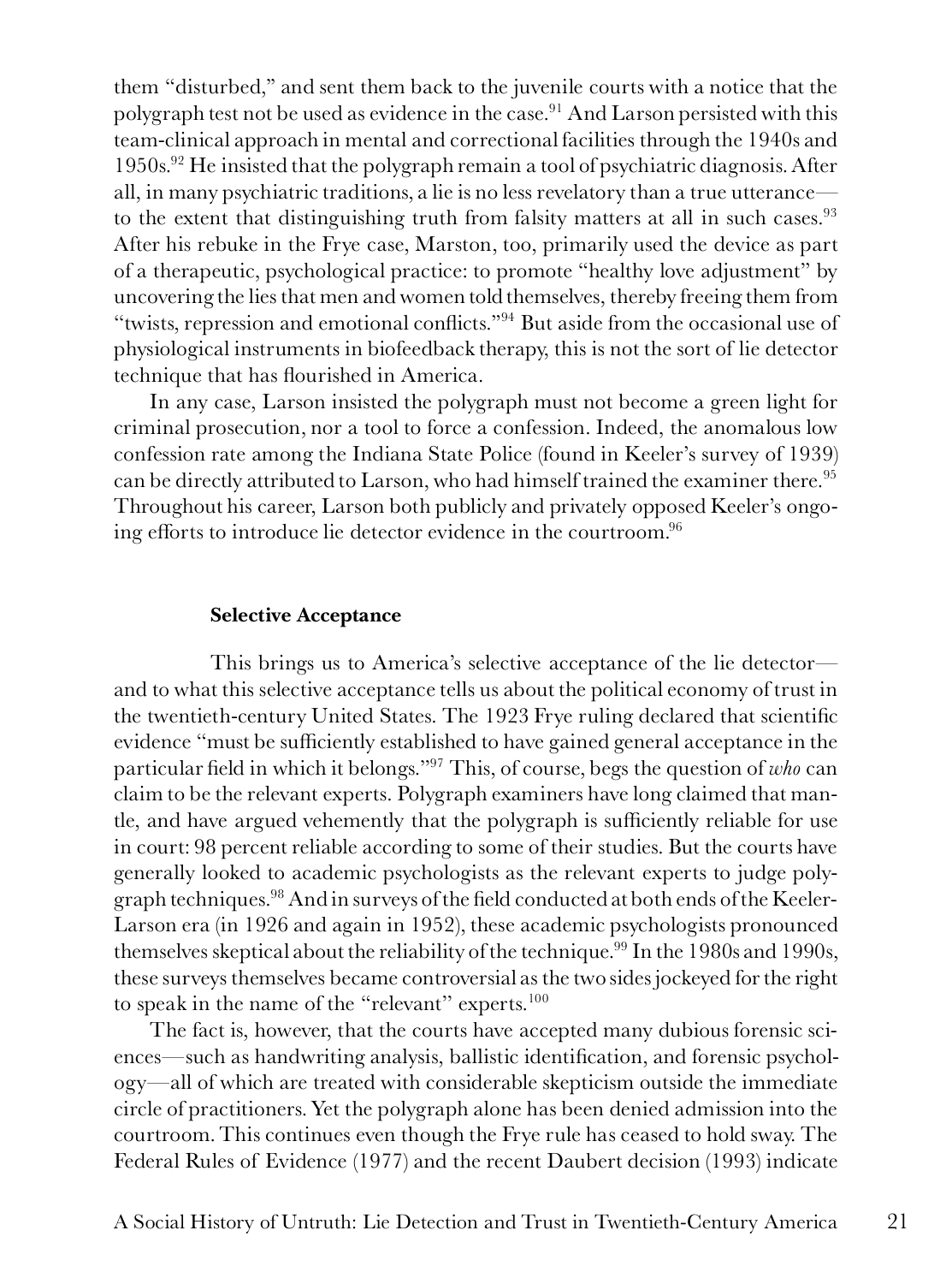them "disturbed," and sent them back to the juvenile courts with a notice that the polygraph test not be used as evidence in the case.[91] And Larson persisted with this team-clinical approach in mental and correctional facilities through the 1940s and 1950s.[92] He insisted that the polygraph remain a tool of psychiatric diagnosis. After all, in many psychiatric traditions, a lie is no less revelatory than a true utterance—to the extent that distinguishing truth from falsity matters at all in such cases.[93] After his rebuke in the Frye case, Marston, too, primarily used the device as part of a therapeutic, psychological practice: to promote "healthy love adjustment" by uncovering the lies that men and women told themselves, thereby freeing them from "twists, repression and emotional conflicts."[94] But aside from the occasional use of physiological instruments in biofeedback therapy, this is not the sort of lie detector technique that has flourished in America.

In any case, Larson insisted the polygraph must not become a green light for criminal prosecution, nor a tool to force a confession. Indeed, the anomalous low confession rate among the Indiana State Police (found in Keeler's survey of 1939) can be directly attributed to Larson, who had himself trained the examiner there.[95] Throughout his career, Larson both publicly and privately opposed Keeler's ongoing efforts to introduce lie detector evidence in the courtroom.[96]

### Selective Acceptance

This brings us to America's selective acceptance of the lie detector—and to what this selective acceptance tells us about the political economy of trust in the twentieth-century United States. The 1923 Frye ruling declared that scientific evidence "must be sufficiently established to have gained general acceptance in the particular field in which it belongs."[97] This, of course, begs the question of *who* can claim to be the relevant experts. Polygraph examiners have long claimed that mantle, and have argued vehemently that the polygraph is sufficiently reliable for use in court: 98 percent reliable according to some of their studies. But the courts have generally looked to academic psychologists as the relevant experts to judge polygraph techniques.[98] And in surveys of the field conducted at both ends of the Keeler-Larson era (in 1926 and again in 1952), these academic psychologists pronounced themselves skeptical about the reliability of the technique.[99] In the 1980s and 1990s, these surveys themselves became controversial as the two sides jockeyed for the right to speak in the name of the "relevant" experts.[100]

The fact is, however, that the courts have accepted many dubious forensic sciences—such as handwriting analysis, ballistic identification, and forensic psychology—all of which are treated with considerable skepticism outside the immediate circle of practitioners. Yet the polygraph alone has been denied admission into the courtroom. This continues even though the Frye rule has ceased to hold sway. The Federal Rules of Evidence (1977) and the recent Daubert decision (1993) indicate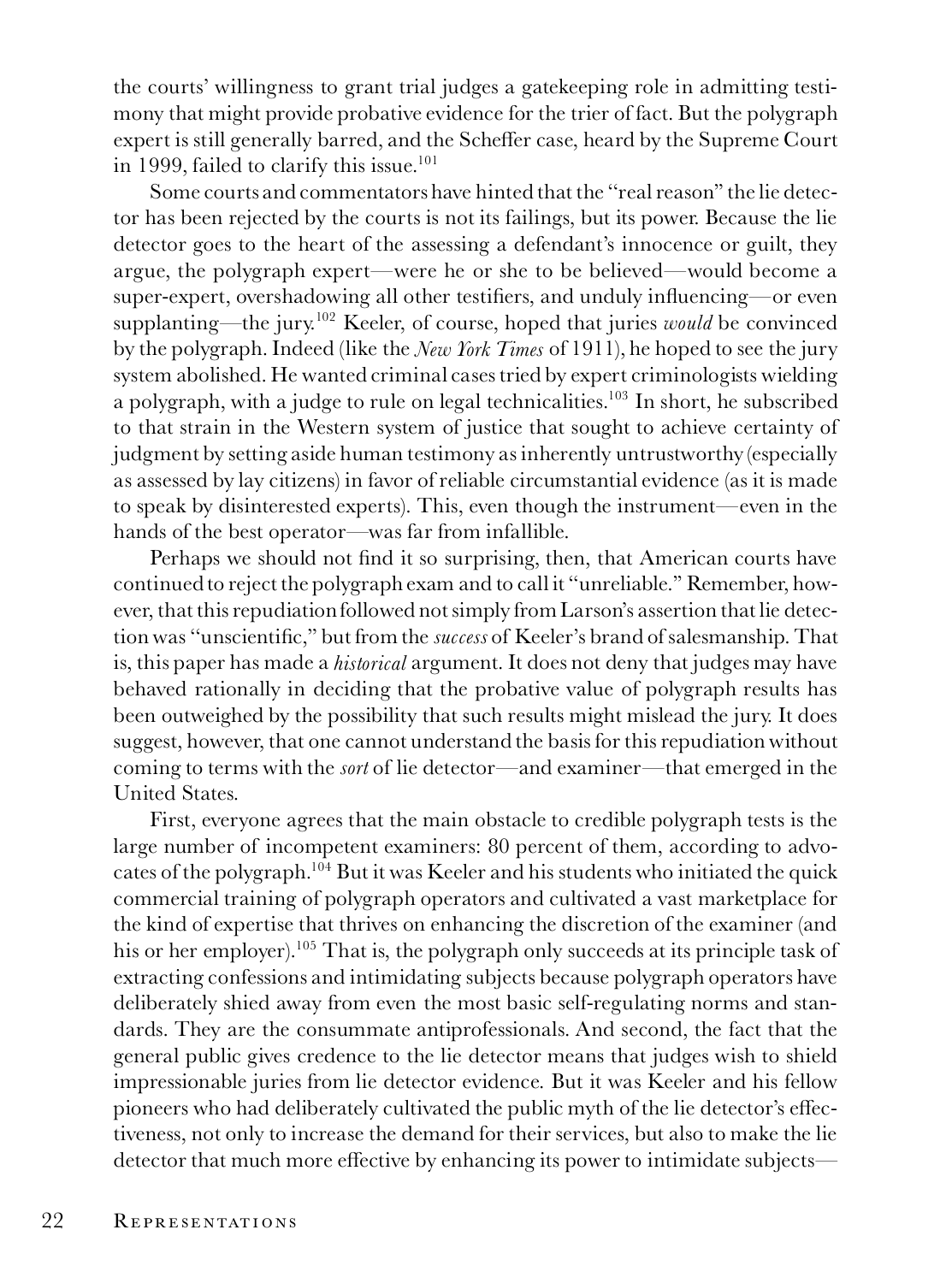the courts' willingness to grant trial judges a gatekeeping role in admitting testimony that might provide probative evidence for the trier of fact. But the polygraph expert is still generally barred, and the Scheffer case, heard by the Supreme Court in 1999, failed to clarify this issue.[101]

Some courts and commentators have hinted that the "real reason" the lie detector has been rejected by the courts is not its failings, but its power. Because the lie detector goes to the heart of the assessing a defendant's innocence or guilt, they argue, the polygraph expert—were he or she to be believed—would become a super-expert, overshadowing all other testifiers, and unduly influencing—or even supplanting—the jury.[102] Keeler, of course, hoped that juries *would* be convinced by the polygraph. Indeed (like the *New York Times* of 1911), he hoped to see the jury system abolished. He wanted criminal cases tried by expert criminologists wielding a polygraph, with a judge to rule on legal technicalities.[103] In short, he subscribed to that strain in the Western system of justice that sought to achieve certainty of judgment by setting aside human testimony as inherently untrustworthy (especially as assessed by lay citizens) in favor of reliable circumstantial evidence (as it is made to speak by disinterested experts). This, even though the instrument—even in the hands of the best operator—was far from infallible.

Perhaps we should not find it so surprising, then, that American courts have continued to reject the polygraph exam and to call it "unreliable." Remember, however, that this repudiation followed not simply from Larson's assertion that lie detection was "unscientific," but from the *success* of Keeler's brand of salesmanship. That is, this paper has made a *historical* argument. It does not deny that judges may have behaved rationally in deciding that the probative value of polygraph results has been outweighed by the possibility that such results might mislead the jury. It does suggest, however, that one cannot understand the basis for this repudiation without coming to terms with the *sort* of lie detector—and examiner—that emerged in the United States.

First, everyone agrees that the main obstacle to credible polygraph tests is the large number of incompetent examiners: 80 percent of them, according to advocates of the polygraph.[104] But it was Keeler and his students who initiated the quick commercial training of polygraph operators and cultivated a vast marketplace for the kind of expertise that thrives on enhancing the discretion of the examiner (and his or her employer).[105] That is, the polygraph only succeeds at its principle task of extracting confessions and intimidating subjects because polygraph operators have deliberately shied away from even the most basic self-regulating norms and standards. They are the consummate antiprofessionals. And second, the fact that the general public gives credence to the lie detector means that judges wish to shield impressionable juries from lie detector evidence. But it was Keeler and his fellow pioneers who had deliberately cultivated the public myth of the lie detector's effectiveness, not only to increase the demand for their services, but also to make the lie detector that much more effective by enhancing its power to intimidate subjects—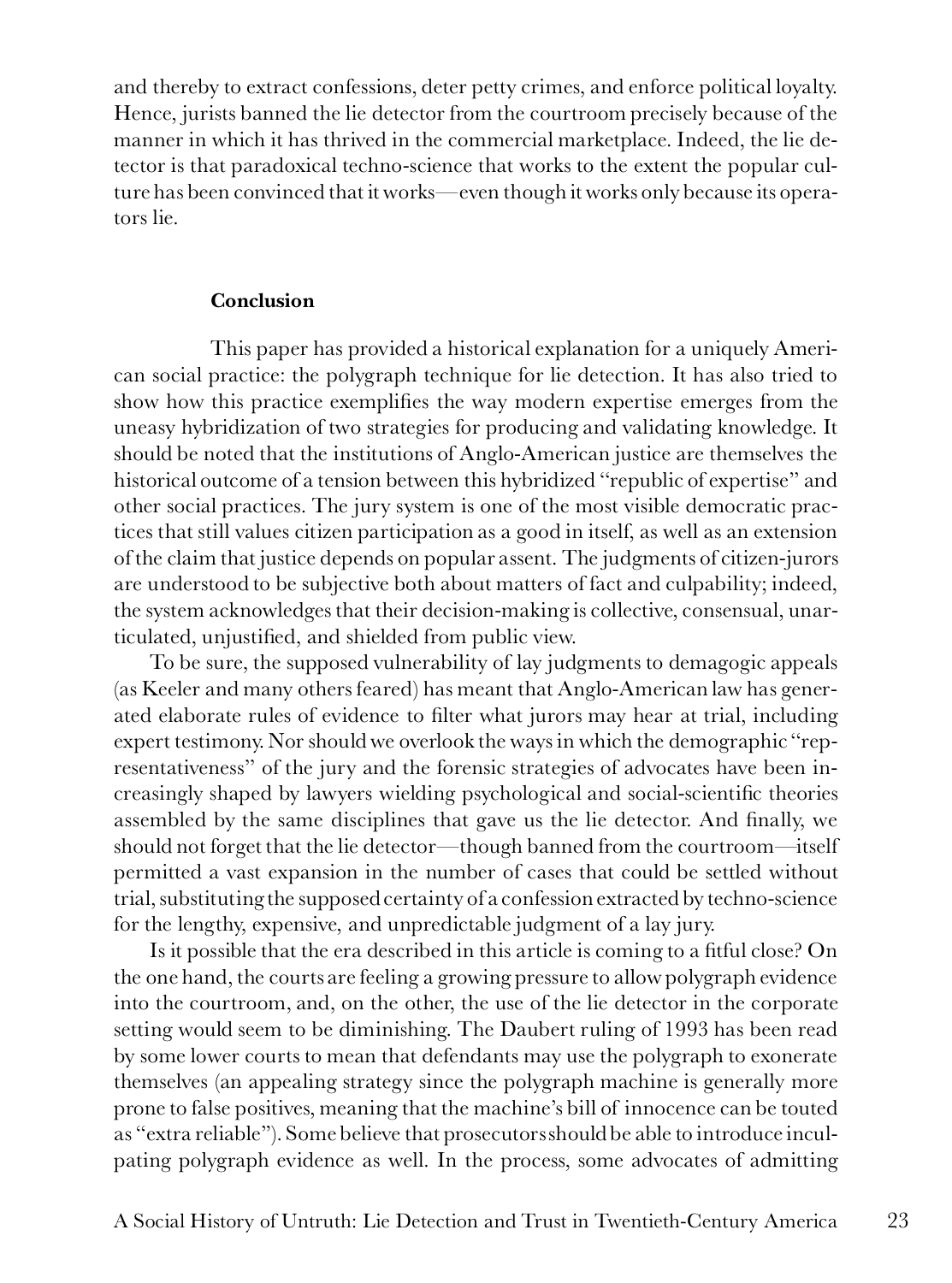and thereby to extract confessions, deter petty crimes, and enforce political loyalty. Hence, jurists banned the lie detector from the courtroom precisely because of the manner in which it has thrived in the commercial marketplace. Indeed, the lie detector is that paradoxical techno-science that works to the extent the popular culture has been convinced that it works—even though it works only because its operators lie.

### Conclusion

This paper has provided a historical explanation for a uniquely American social practice: the polygraph technique for lie detection. It has also tried to show how this practice exemplifies the way modern expertise emerges from the uneasy hybridization of two strategies for producing and validating knowledge. It should be noted that the institutions of Anglo-American justice are themselves the historical outcome of a tension between this hybridized "republic of expertise" and other social practices. The jury system is one of the most visible democratic practices that still values citizen participation as a good in itself, as well as an extension of the claim that justice depends on popular assent. The judgments of citizen-jurors are understood to be subjective both about matters of fact and culpability; indeed, the system acknowledges that their decision-making is collective, consensual, unarticulated, unjustified, and shielded from public view.

To be sure, the supposed vulnerability of lay judgments to demagogic appeals (as Keeler and many others feared) has meant that Anglo-American law has generated elaborate rules of evidence to filter what jurors may hear at trial, including expert testimony. Nor should we overlook the ways in which the demographic "representativeness" of the jury and the forensic strategies of advocates have been increasingly shaped by lawyers wielding psychological and social-scientific theories assembled by the same disciplines that gave us the lie detector. And finally, we should not forget that the lie detector—though banned from the courtroom—itself permitted a vast expansion in the number of cases that could be settled without trial, substituting the supposed certainty of a confession extracted by techno-science for the lengthy, expensive, and unpredictable judgment of a lay jury.

Is it possible that the era described in this article is coming to a fitful close? On the one hand, the courts are feeling a growing pressure to allow polygraph evidence into the courtroom, and, on the other, the use of the lie detector in the corporate setting would seem to be diminishing. The Daubert ruling of 1993 has been read by some lower courts to mean that defendants may use the polygraph to exonerate themselves (an appealing strategy since the polygraph machine is generally more prone to false positives, meaning that the machine's bill of innocence can be touted as "extra reliable"). Some believe that prosecutors should be able to introduce inculpating polygraph evidence as well. In the process, some advocates of admitting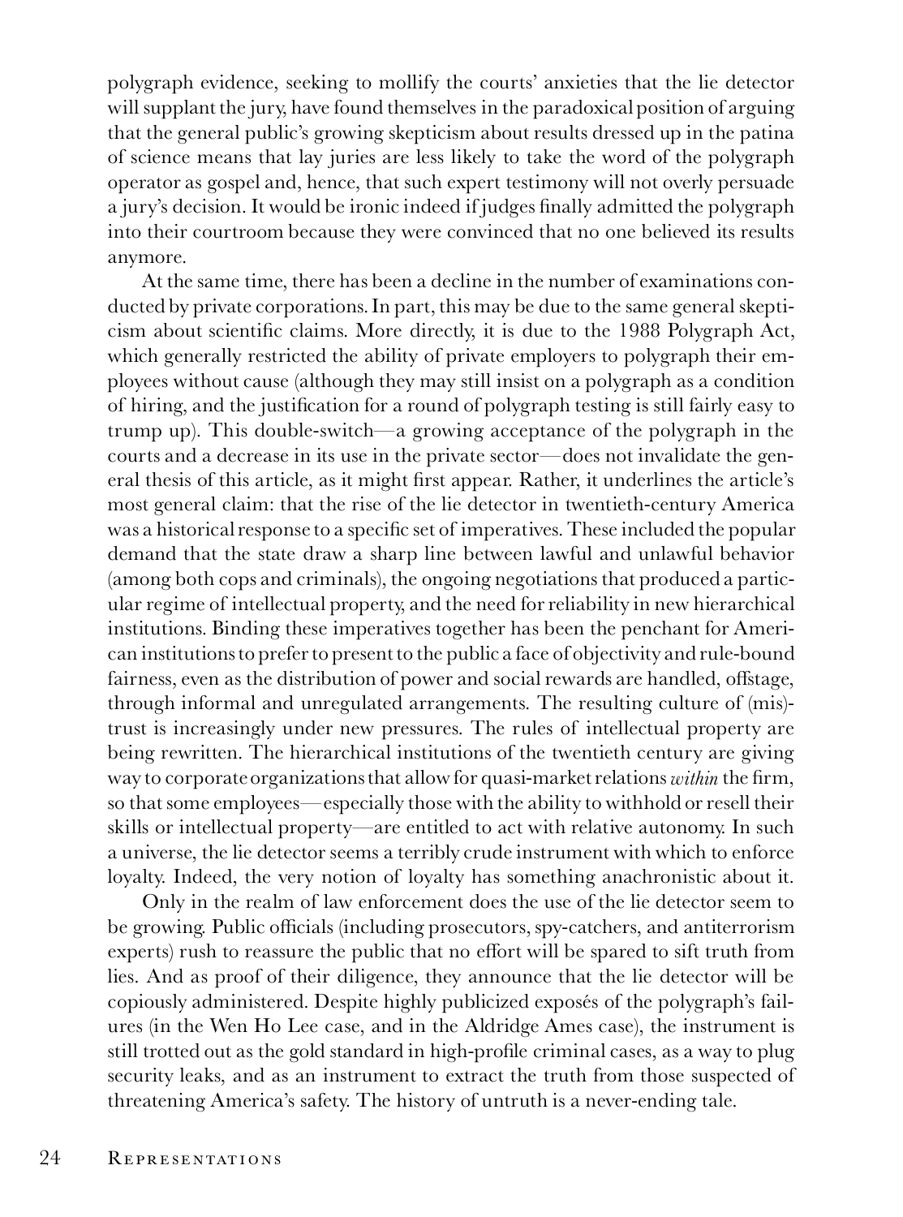polygraph evidence, seeking to mollify the courts' anxieties that the lie detector will supplant the jury, have found themselves in the paradoxical position of arguing that the general public's growing skepticism about results dressed up in the patina of science means that lay juries are less likely to take the word of the polygraph operator as gospel and, hence, that such expert testimony will not overly persuade a jury's decision. It would be ironic indeed if judges finally admitted the polygraph into their courtroom because they were convinced that no one believed its results anymore.

At the same time, there has been a decline in the number of examinations conducted by private corporations. In part, this may be due to the same general skepticism about scientific claims. More directly, it is due to the 1988 Polygraph Act, which generally restricted the ability of private employers to polygraph their employees without cause (although they may still insist on a polygraph as a condition of hiring, and the justification for a round of polygraph testing is still fairly easy to trump up). This double-switch—a growing acceptance of the polygraph in the courts and a decrease in its use in the private sector—does not invalidate the general thesis of this article, as it might first appear. Rather, it underlines the article's most general claim: that the rise of the lie detector in twentieth-century America was a historical response to a specific set of imperatives. These included the popular demand that the state draw a sharp line between lawful and unlawful behavior (among both cops and criminals), the ongoing negotiations that produced a particular regime of intellectual property, and the need for reliability in new hierarchical institutions. Binding these imperatives together has been the penchant for American institutions to prefer to present to the public a face of objectivity and rule-bound fairness, even as the distribution of power and social rewards are handled, offstage, through informal and unregulated arrangements. The resulting culture of (mis)-trust is increasingly under new pressures. The rules of intellectual property are being rewritten. The hierarchical institutions of the twentieth century are giving way to corporate organizations that allow for quasi-market relations *within* the firm, so that some employees—especially those with the ability to withhold or resell their skills or intellectual property—are entitled to act with relative autonomy. In such a universe, the lie detector seems a terribly crude instrument with which to enforce loyalty. Indeed, the very notion of loyalty has something anachronistic about it.

Only in the realm of law enforcement does the use of the lie detector seem to be growing. Public officials (including prosecutors, spy-catchers, and antiterrorism experts) rush to reassure the public that no effort will be spared to sift truth from lies. And as proof of their diligence, they announce that the lie detector will be copiously administered. Despite highly publicized exposés of the polygraph's failures (in the Wen Ho Lee case, and in the Aldridge Ames case), the instrument is still trotted out as the gold standard in high-profile criminal cases, as a way to plug security leaks, and as an instrument to extract the truth from those suspected of threatening America's safety. The history of untruth is a never-ending tale.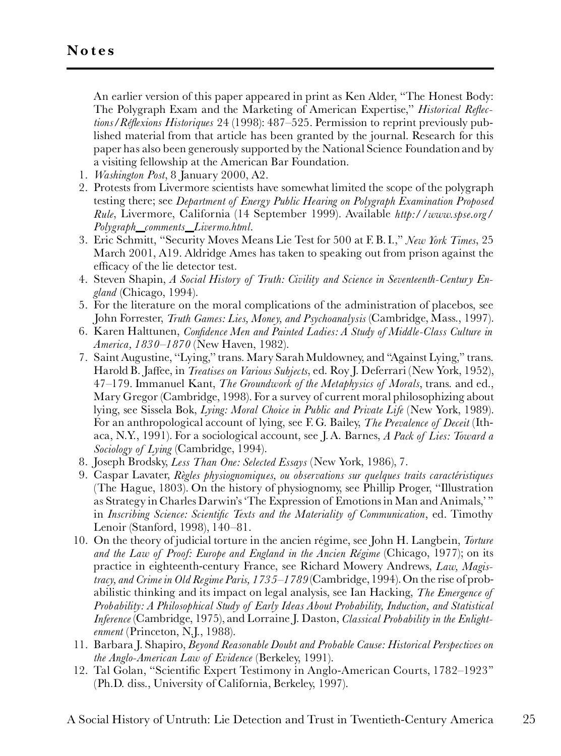## Notes

An earlier version of this paper appeared in print as Ken Alder, "The Honest Body: The Polygraph Exam and the Marketing of American Expertise," *Historical Reflections/Réflexions Historiques* 24 (1998): 487–525. Permission to reprint previously published material from that article has been granted by the journal. Research for this paper has also been generously supported by the National Science Foundation and by a visiting fellowship at the American Bar Foundation.

1. *Washington Post*, 8 January 2000, A2.
2. Protests from Livermore scientists have somewhat limited the scope of the polygraph testing there; see *Department of Energy Public Hearing on Polygraph Examination Proposed Rule*, Livermore, California (14 September 1999). Available *http://www.spse.org/Polygraph_comments_Livermo.html*.
3. Eric Schmitt, "Security Moves Means Lie Test for 500 at F. B. I.," *New York Times*, 25 March 2001, A19. Aldridge Ames has taken to speaking out from prison against the efficacy of the lie detector test.
4. Steven Shapin, *A Social History of Truth: Civility and Science in Seventeenth-Century England* (Chicago, 1994).
5. For the literature on the moral complications of the administration of placebos, see John Forrester, *Truth Games: Lies, Money, and Psychoanalysis* (Cambridge, Mass., 1997).
6. Karen Halttunen, *Confidence Men and Painted Ladies: A Study of Middle-Class Culture in America, 1830–1870* (New Haven, 1982).
7. Saint Augustine, "Lying," trans. Mary Sarah Muldowney, and "Against Lying," trans. Harold B. Jaffee, in *Treatises on Various Subjects*, ed. Roy J. Deferrari (New York, 1952), 47–179. Immanuel Kant, *The Groundwork of the Metaphysics of Morals*, trans. and ed., Mary Gregor (Cambridge, 1998). For a survey of current moral philosophizing about lying, see Sissela Bok, *Lying: Moral Choice in Public and Private Life* (New York, 1989). For an anthropological account of lying, see F. G. Bailey, *The Prevalence of Deceit* (Ithaca, N.Y., 1991). For a sociological account, see J. A. Barnes, *A Pack of Lies: Toward a Sociology of Lying* (Cambridge, 1994).
8. Joseph Brodsky, *Less Than One: Selected Essays* (New York, 1986), 7.
9. Caspar Lavater, *Règles physiognomiques, ou observations sur quelques traits caractéristiques* (The Hague, 1803). On the history of physiognomy, see Phillip Proger, "Illustration as Strategy in Charles Darwin's 'The Expression of Emotions in Man and Animals,'" in *Inscribing Science: Scientific Texts and the Materiality of Communication*, ed. Timothy Lenoir (Stanford, 1998), 140–81.
10. On the theory of judicial torture in the ancien régime, see John H. Langbein, *Torture and the Law of Proof: Europe and England in the Ancien Régime* (Chicago, 1977); on its practice in eighteenth-century France, see Richard Mowery Andrews, *Law, Magistracy, and Crime in Old Regime Paris, 1735–1789* (Cambridge, 1994). On the rise of probabilistic thinking and its impact on legal analysis, see Ian Hacking, *The Emergence of Probability: A Philosophical Study of Early Ideas About Probability, Induction, and Statistical Inference* (Cambridge, 1975), and Lorraine J. Daston, *Classical Probability in the Enlightenment* (Princeton, N.J., 1988).
11. Barbara J. Shapiro, *Beyond Reasonable Doubt and Probable Cause: Historical Perspectives on the Anglo-American Law of Evidence* (Berkeley, 1991).
12. Tal Golan, "Scientific Expert Testimony in Anglo-American Courts, 1782–1923" (Ph.D. diss., University of California, Berkeley, 1997).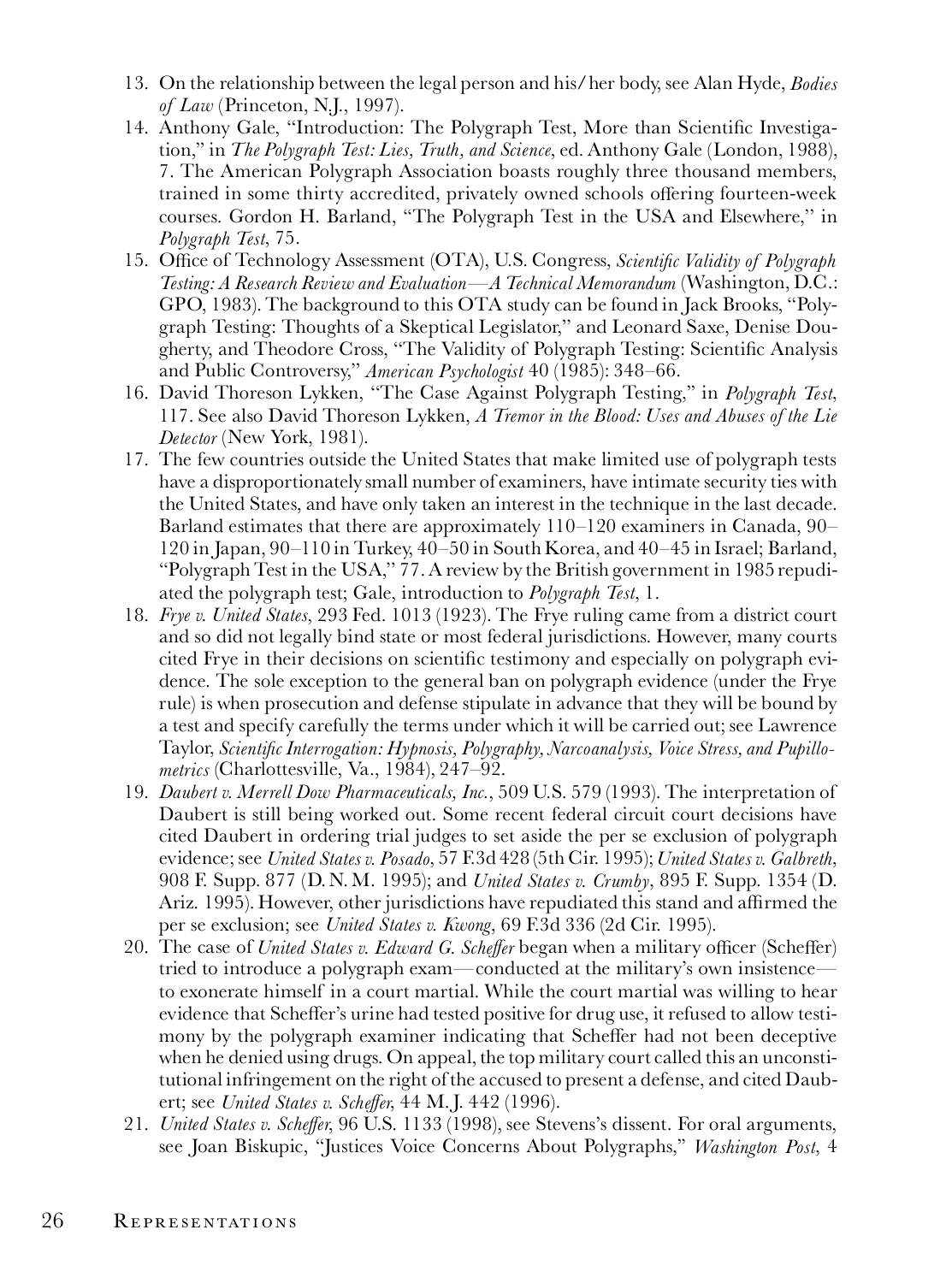13. On the relationship between the legal person and his/her body, see Alan Hyde, *Bodies of Law* (Princeton, N.J., 1997).
14. Anthony Gale, "Introduction: The Polygraph Test, More than Scientific Investigation," in *The Polygraph Test: Lies, Truth, and Science*, ed. Anthony Gale (London, 1988), 7. The American Polygraph Association boasts roughly three thousand members, trained in some thirty accredited, privately owned schools offering fourteen-week courses. Gordon H. Barland, "The Polygraph Test in the USA and Elsewhere," in *Polygraph Test*, 75.
15. Office of Technology Assessment (OTA), U.S. Congress, *Scientific Validity of Polygraph Testing: A Research Review and Evaluation—A Technical Memorandum* (Washington, D.C.: GPO, 1983). The background to this OTA study can be found in Jack Brooks, "Polygraph Testing: Thoughts of a Skeptical Legislator," and Leonard Saxe, Denise Dougherty, and Theodore Cross, "The Validity of Polygraph Testing: Scientific Analysis and Public Controversy," *American Psychologist* 40 (1985): 348–66.
16. David Thoreson Lykken, "The Case Against Polygraph Testing," in *Polygraph Test*, 117. See also David Thoreson Lykken, *A Tremor in the Blood: Uses and Abuses of the Lie Detector* (New York, 1981).
17. The few countries outside the United States that make limited use of polygraph tests have a disproportionately small number of examiners, have intimate security ties with the United States, and have only taken an interest in the technique in the last decade. Barland estimates that there are approximately 110–120 examiners in Canada, 90–120 in Japan, 90–110 in Turkey, 40–50 in South Korea, and 40–45 in Israel; Barland, "Polygraph Test in the USA," 77. A review by the British government in 1985 repudiated the polygraph test; Gale, introduction to *Polygraph Test*, 1.
18. *Frye v. United States*, 293 Fed. 1013 (1923). The Frye ruling came from a district court and so did not legally bind state or most federal jurisdictions. However, many courts cited Frye in their decisions on scientific testimony and especially on polygraph evidence. The sole exception to the general ban on polygraph evidence (under the Frye rule) is when prosecution and defense stipulate in advance that they will be bound by a test and specify carefully the terms under which it will be carried out; see Lawrence Taylor, *Scientific Interrogation: Hypnosis, Polygraphy, Narcoanalysis, Voice Stress, and Pupillometrics* (Charlottesville, Va., 1984), 247–92.
19. *Daubert v. Merrell Dow Pharmaceuticals, Inc.*, 509 U.S. 579 (1993). The interpretation of Daubert is still being worked out. Some recent federal circuit court decisions have cited Daubert in ordering trial judges to set aside the per se exclusion of polygraph evidence; see *United States v. Posado*, 57 F.3d 428 (5th Cir. 1995); *United States v. Galbreth*, 908 F. Supp. 877 (D. N. M. 1995); and *United States v. Crumby*, 895 F. Supp. 1354 (D. Ariz. 1995). However, other jurisdictions have repudiated this stand and affirmed the per se exclusion; see *United States v. Kwong*, 69 F.3d 336 (2d Cir. 1995).
20. The case of *United States v. Edward G. Scheffer* began when a military officer (Scheffer) tried to introduce a polygraph exam—conducted at the military's own insistence—to exonerate himself in a court martial. While the court martial was willing to hear evidence that Scheffer's urine had tested positive for drug use, it refused to allow testimony by the polygraph examiner indicating that Scheffer had not been deceptive when he denied using drugs. On appeal, the top military court called this an unconstitutional infringement on the right of the accused to present a defense, and cited Daubert; see *United States v. Scheffer*, 44 M. J. 442 (1996).
21. *United States v. Scheffer*, 96 U.S. 1133 (1998), see Stevens's dissent. For oral arguments, see Joan Biskupic, "Justices Voice Concerns About Polygraphs," *Washington Post*, 4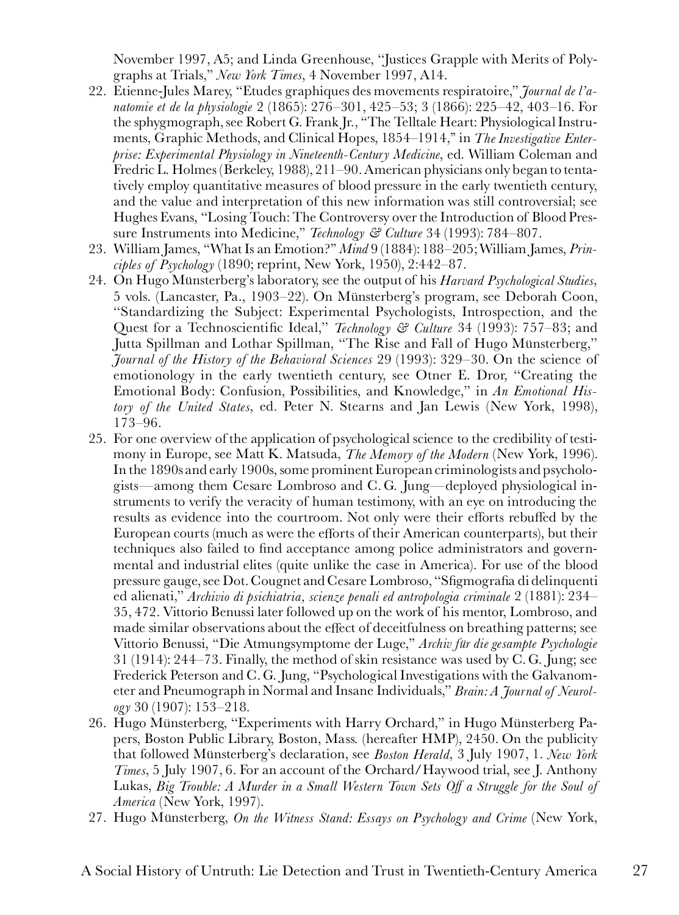November 1997, A5; and Linda Greenhouse, "Justices Grapple with Merits of Polygraphs at Trials," *New York Times*, 4 November 1997, A14.

22. Etienne-Jules Marey, "Etudes graphiques des movements respiratoire," *Journal de l'anatomie et de la physiologie* 2 (1865): 276–301, 425–53; 3 (1866): 225–42, 403–16. For the sphygmograph, see Robert G. Frank Jr., "The Telltale Heart: Physiological Instruments, Graphic Methods, and Clinical Hopes, 1854–1914," in *The Investigative Enterprise: Experimental Physiology in Nineteenth-Century Medicine*, ed. William Coleman and Fredric L. Holmes (Berkeley, 1988), 211–90. American physicians only began to tentatively employ quantitative measures of blood pressure in the early twentieth century, and the value and interpretation of this new information was still controversial; see Hughes Evans, "Losing Touch: The Controversy over the Introduction of Blood Pressure Instruments into Medicine," *Technology & Culture* 34 (1993): 784–807.
23. William James, "What Is an Emotion?" *Mind* 9 (1884): 188–205; William James, *Principles of Psychology* (1890; reprint, New York, 1950), 2:442–87.
24. On Hugo Münsterberg's laboratory, see the output of his *Harvard Psychological Studies*, 5 vols. (Lancaster, Pa., 1903–22). On Münsterberg's program, see Deborah Coon, "Standardizing the Subject: Experimental Psychologists, Introspection, and the Quest for a Technoscientific Ideal," *Technology & Culture* 34 (1993): 757–83; and Jutta Spillman and Lothar Spillman, "The Rise and Fall of Hugo Münsterberg," *Journal of the History of the Behavioral Sciences* 29 (1993): 329–30. On the science of emotionology in the early twentieth century, see Otner E. Dror, "Creating the Emotional Body: Confusion, Possibilities, and Knowledge," in *An Emotional History of the United States*, ed. Peter N. Stearns and Jan Lewis (New York, 1998), 173–96.
25. For one overview of the application of psychological science to the credibility of testimony in Europe, see Matt K. Matsuda, *The Memory of the Modern* (New York, 1996). In the 1890s and early 1900s, some prominent European criminologists and psychologists—among them Cesare Lombroso and C. G. Jung—deployed physiological instruments to verify the veracity of human testimony, with an eye on introducing the results as evidence into the courtroom. Not only were their efforts rebuffed by the European courts (much as were the efforts of their American counterparts), but their techniques also failed to find acceptance among police administrators and governmental and industrial elites (quite unlike the case in America). For use of the blood pressure gauge, see Dot. Cougnet and Cesare Lombroso, "Sfigmografia di delinquenti ed alienati," *Archivio di psichiatria, scienze penali ed antropologia criminale* 2 (1881): 234–35, 472. Vittorio Benussi later followed up on the work of his mentor, Lombroso, and made similar observations about the effect of deceitfulness on breathing patterns; see Vittorio Benussi, "Die Atmungsymptome der Luge," *Archiv für die gesampte Psychologie* 31 (1914): 244–73. Finally, the method of skin resistance was used by C. G. Jung; see Frederick Peterson and C. G. Jung, "Psychological Investigations with the Galvanometer and Pneumograph in Normal and Insane Individuals," *Brain: A Journal of Neurology* 30 (1907): 153–218.
26. Hugo Münsterberg, "Experiments with Harry Orchard," in Hugo Münsterberg Papers, Boston Public Library, Boston, Mass. (hereafter HMP), 2450. On the publicity that followed Münsterberg's declaration, see *Boston Herald*, 3 July 1907, 1. *New York Times*, 5 July 1907, 6. For an account of the Orchard/Haywood trial, see J. Anthony Lukas, *Big Trouble: A Murder in a Small Western Town Sets Off a Struggle for the Soul of America* (New York, 1997).
27. Hugo Münsterberg, *On the Witness Stand: Essays on Psychology and Crime* (New York,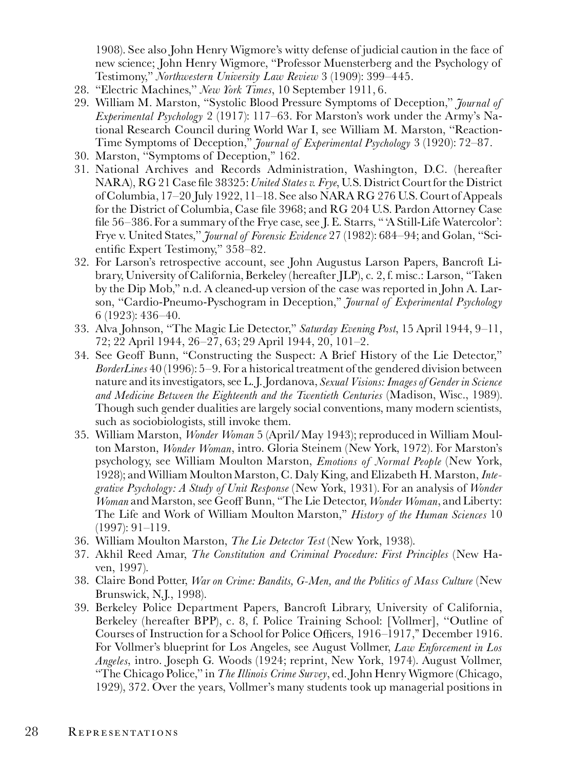1908). See also John Henry Wigmore's witty defense of judicial caution in the face of new science; John Henry Wigmore, "Professor Muensterberg and the Psychology of Testimony," *Northwestern University Law Review* 3 (1909): 399–445.

28. "Electric Machines," *New York Times*, 10 September 1911, 6.
29. William M. Marston, "Systolic Blood Pressure Symptoms of Deception," *Journal of Experimental Psychology* 2 (1917): 117–63. For Marston's work under the Army's National Research Council during World War I, see William M. Marston, "Reaction-Time Symptoms of Deception," *Journal of Experimental Psychology* 3 (1920): 72–87.
30. Marston, "Symptoms of Deception," 162.
31. National Archives and Records Administration, Washington, D.C. (hereafter NARA), RG 21 Case file 38325: *United States v. Frye*, U.S. District Court for the District of Columbia, 17–20 July 1922, 11–18. See also NARA RG 276 U.S. Court of Appeals for the District of Columbia, Case file 3968; and RG 204 U.S. Pardon Attorney Case file 56–386. For a summary of the Frye case, see J. E. Starrs, "'A Still-Life Watercolor': Frye v. United States," *Journal of Forensic Evidence* 27 (1982): 684–94; and Golan, "Scientific Expert Testimony," 358–82.
32. For Larson's retrospective account, see John Augustus Larson Papers, Bancroft Library, University of California, Berkeley (hereafter JLP), c. 2, f. misc.: Larson, "Taken by the Dip Mob," n.d. A cleaned-up version of the case was reported in John A. Larson, "Cardio-Pneumo-Pyschogram in Deception," *Journal of Experimental Psychology* 6 (1923): 436–40.
33. Alva Johnson, "The Magic Lie Detector," *Saturday Evening Post*, 15 April 1944, 9–11, 72; 22 April 1944, 26–27, 63; 29 April 1944, 20, 101–2.
34. See Geoff Bunn, "Constructing the Suspect: A Brief History of the Lie Detector," *BorderLines* 40 (1996): 5–9. For a historical treatment of the gendered division between nature and its investigators, see L. J. Jordanova, *Sexual Visions: Images of Gender in Science and Medicine Between the Eighteenth and the Twentieth Centuries* (Madison, Wisc., 1989). Though such gender dualities are largely social conventions, many modern scientists, such as sociobiologists, still invoke them.
35. William Marston, *Wonder Woman* 5 (April/May 1943); reproduced in William Moulton Marston, *Wonder Woman*, intro. Gloria Steinem (New York, 1972). For Marston's psychology, see William Moulton Marston, *Emotions of Normal People* (New York, 1928); and William Moulton Marston, C. Daly King, and Elizabeth H. Marston, *Integrative Psychology: A Study of Unit Response* (New York, 1931). For an analysis of *Wonder Woman* and Marston, see Geoff Bunn, "The Lie Detector, *Wonder Woman*, and Liberty: The Life and Work of William Moulton Marston," *History of the Human Sciences* 10 (1997): 91–119.
36. William Moulton Marston, *The Lie Detector Test* (New York, 1938).
37. Akhil Reed Amar, *The Constitution and Criminal Procedure: First Principles* (New Haven, 1997).
38. Claire Bond Potter, *War on Crime: Bandits, G-Men, and the Politics of Mass Culture* (New Brunswick, N.J., 1998).
39. Berkeley Police Department Papers, Bancroft Library, University of California, Berkeley (hereafter BPP), c. 8, f. Police Training School: [Vollmer], "Outline of Courses of Instruction for a School for Police Officers, 1916–1917," December 1916. For Vollmer's blueprint for Los Angeles, see August Vollmer, *Law Enforcement in Los Angeles*, intro. Joseph G. Woods (1924; reprint, New York, 1974). August Vollmer, "The Chicago Police," in *The Illinois Crime Survey*, ed. John Henry Wigmore (Chicago, 1929), 372. Over the years, Vollmer's many students took up managerial positions in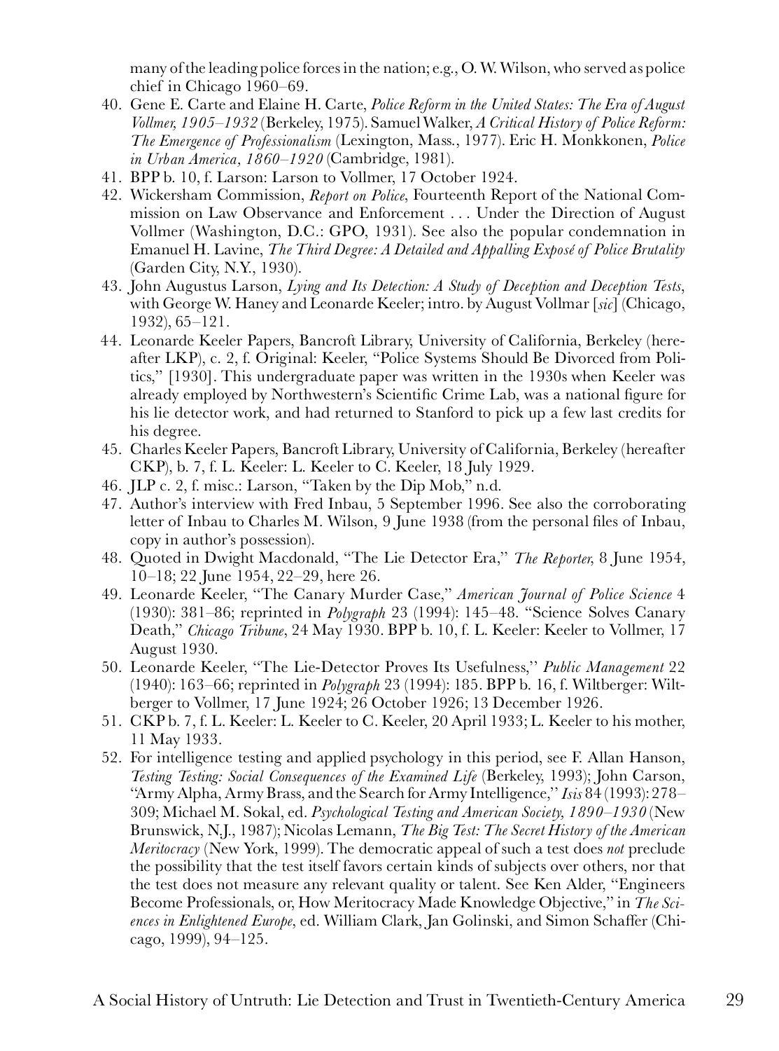many of the leading police forces in the nation; e.g., O. W. Wilson, who served as police chief in Chicago 1960–69.

40. Gene E. Carte and Elaine H. Carte, *Police Reform in the United States: The Era of August Vollmer, 1905–1932* (Berkeley, 1975). Samuel Walker, *A Critical History of Police Reform: The Emergence of Professionalism* (Lexington, Mass., 1977). Eric H. Monkkonen, *Police in Urban America, 1860–1920* (Cambridge, 1981).
41. BPP b. 10, f. Larson: Larson to Vollmer, 17 October 1924.
42. Wickersham Commission, *Report on Police*, Fourteenth Report of the National Commission on Law Observance and Enforcement . . . Under the Direction of August Vollmer (Washington, D.C.: GPO, 1931). See also the popular condemnation in Emanuel H. Lavine, *The Third Degree: A Detailed and Appalling Exposé of Police Brutality* (Garden City, N.Y., 1930).
43. John Augustus Larson, *Lying and Its Detection: A Study of Deception and Deception Tests*, with George W. Haney and Leonarde Keeler; intro. by August Vollmar [*sic*] (Chicago, 1932), 65–121.
44. Leonarde Keeler Papers, Bancroft Library, University of California, Berkeley (hereafter LKP), c. 2, f. Original: Keeler, "Police Systems Should Be Divorced from Politics," [1930]. This undergraduate paper was written in the 1930s when Keeler was already employed by Northwestern's Scientific Crime Lab, was a national figure for his lie detector work, and had returned to Stanford to pick up a few last credits for his degree.
45. Charles Keeler Papers, Bancroft Library, University of California, Berkeley (hereafter CKP), b. 7, f. L. Keeler: L. Keeler to C. Keeler, 18 July 1929.
46. JLP c. 2, f. misc.: Larson, "Taken by the Dip Mob," n.d.
47. Author's interview with Fred Inbau, 5 September 1996. See also the corroborating letter of Inbau to Charles M. Wilson, 9 June 1938 (from the personal files of Inbau, copy in author's possession).
48. Quoted in Dwight Macdonald, "The Lie Detector Era," *The Reporter*, 8 June 1954, 10–18; 22 June 1954, 22–29, here 26.
49. Leonarde Keeler, "The Canary Murder Case," *American Journal of Police Science* 4 (1930): 381–86; reprinted in *Polygraph* 23 (1994): 145–48. "Science Solves Canary Death," *Chicago Tribune*, 24 May 1930. BPP b. 10, f. L. Keeler: Keeler to Vollmer, 17 August 1930.
50. Leonarde Keeler, "The Lie-Detector Proves Its Usefulness," *Public Management* 22 (1940): 163–66; reprinted in *Polygraph* 23 (1994): 185. BPP b. 16, f. Wiltberger: Wiltberger to Vollmer, 17 June 1924; 26 October 1926; 13 December 1926.
51. CKP b. 7, f. L. Keeler: L. Keeler to C. Keeler, 20 April 1933; L. Keeler to his mother, 11 May 1933.
52. For intelligence testing and applied psychology in this period, see F. Allan Hanson, *Testing Testing: Social Consequences of the Examined Life* (Berkeley, 1993); John Carson, "Army Alpha, Army Brass, and the Search for Army Intelligence," *Isis* 84 (1993): 278–309; Michael M. Sokal, ed. *Psychological Testing and American Society, 1890–1930* (New Brunswick, N.J., 1987); Nicolas Lemann, *The Big Test: The Secret History of the American Meritocracy* (New York, 1999). The democratic appeal of such a test does *not* preclude the possibility that the test itself favors certain kinds of subjects over others, nor that the test does not measure any relevant quality or talent. See Ken Alder, "Engineers Become Professionals, or, How Meritocracy Made Knowledge Objective," in *The Sciences in Enlightened Europe*, ed. William Clark, Jan Golinski, and Simon Schaffer (Chicago, 1999), 94–125.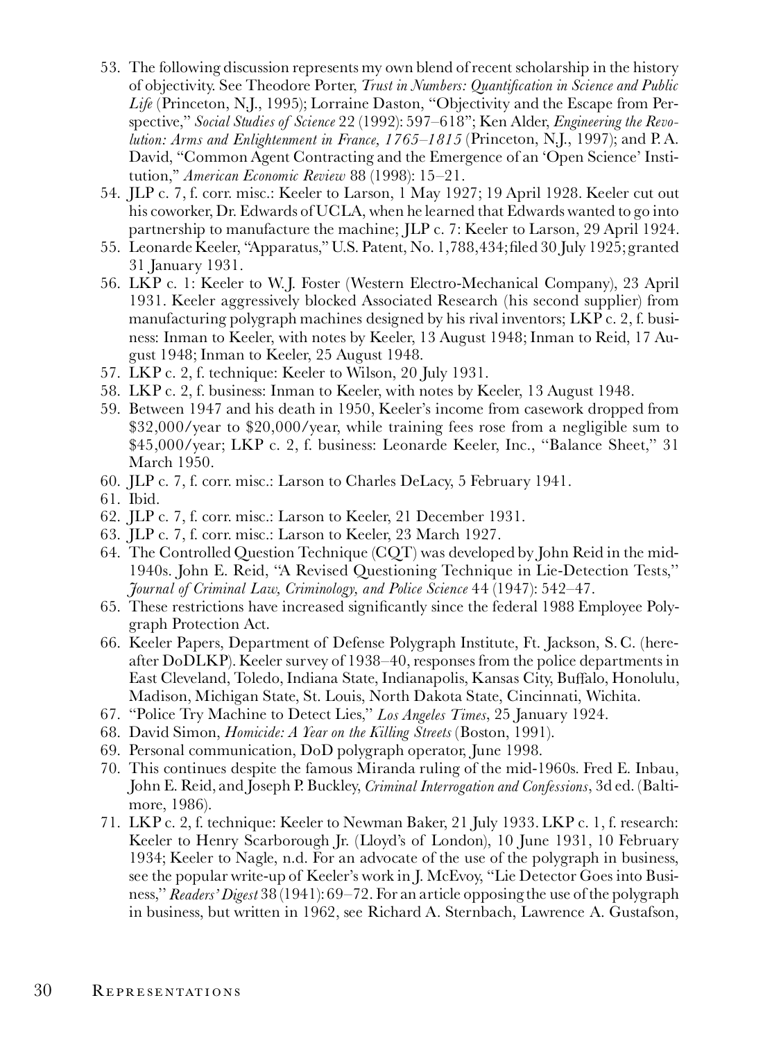53. The following discussion represents my own blend of recent scholarship in the history of objectivity. See Theodore Porter, *Trust in Numbers: Quantification in Science and Public Life* (Princeton, N.J., 1995); Lorraine Daston, "Objectivity and the Escape from Perspective," *Social Studies of Science* 22 (1992): 597–618"; Ken Alder, *Engineering the Revolution: Arms and Enlightenment in France, 1765–1815* (Princeton, N.J., 1997); and P. A. David, "Common Agent Contracting and the Emergence of an 'Open Science' Institution," *American Economic Review* 88 (1998): 15–21.
54. JLP c. 7, f. corr. misc.: Keeler to Larson, 1 May 1927; 19 April 1928. Keeler cut out his coworker, Dr. Edwards of UCLA, when he learned that Edwards wanted to go into partnership to manufacture the machine; JLP c. 7: Keeler to Larson, 29 April 1924.
55. Leonarde Keeler, "Apparatus," U.S. Patent, No. 1,788,434; filed 30 July 1925; granted 31 January 1931.
56. LKP c. 1: Keeler to W. J. Foster (Western Electro-Mechanical Company), 23 April 1931. Keeler aggressively blocked Associated Research (his second supplier) from manufacturing polygraph machines designed by his rival inventors; LKP c. 2, f. business: Inman to Keeler, with notes by Keeler, 13 August 1948; Inman to Reid, 17 August 1948; Inman to Keeler, 25 August 1948.
57. LKP c. 2, f. technique: Keeler to Wilson, 20 July 1931.
58. LKP c. 2, f. business: Inman to Keeler, with notes by Keeler, 13 August 1948.
59. Between 1947 and his death in 1950, Keeler's income from casework dropped from \$32,000/year to \$20,000/year, while training fees rose from a negligible sum to \$45,000/year; LKP c. 2, f. business: Leonarde Keeler, Inc., "Balance Sheet," 31 March 1950.
60. JLP c. 7, f. corr. misc.: Larson to Charles DeLacy, 5 February 1941.
61. Ibid.
62. JLP c. 7, f. corr. misc.: Larson to Keeler, 21 December 1931.
63. JLP c. 7, f. corr. misc.: Larson to Keeler, 23 March 1927.
64. The Controlled Question Technique (CQT) was developed by John Reid in the mid-1940s. John E. Reid, "A Revised Questioning Technique in Lie-Detection Tests," *Journal of Criminal Law, Criminology, and Police Science* 44 (1947): 542–47.
65. These restrictions have increased significantly since the federal 1988 Employee Polygraph Protection Act.
66. Keeler Papers, Department of Defense Polygraph Institute, Ft. Jackson, S. C. (hereafter DoDLKP). Keeler survey of 1938–40, responses from the police departments in East Cleveland, Toledo, Indiana State, Indianapolis, Kansas City, Buffalo, Honolulu, Madison, Michigan State, St. Louis, North Dakota State, Cincinnati, Wichita.
67. "Police Try Machine to Detect Lies," *Los Angeles Times*, 25 January 1924.
68. David Simon, *Homicide: A Year on the Killing Streets* (Boston, 1991).
69. Personal communication, DoD polygraph operator, June 1998.
70. This continues despite the famous Miranda ruling of the mid-1960s. Fred E. Inbau, John E. Reid, and Joseph P. Buckley, *Criminal Interrogation and Confessions*, 3d ed. (Baltimore, 1986).
71. LKP c. 2, f. technique: Keeler to Newman Baker, 21 July 1933. LKP c. 1, f. research: Keeler to Henry Scarborough Jr. (Lloyd's of London), 10 June 1931, 10 February 1934; Keeler to Nagle, n.d. For an advocate of the use of the polygraph in business, see the popular write-up of Keeler's work in J. McEvoy, "Lie Detector Goes into Business," *Readers' Digest* 38 (1941): 69–72. For an article opposing the use of the polygraph in business, but written in 1962, see Richard A. Sternbach, Lawrence A. Gustafson,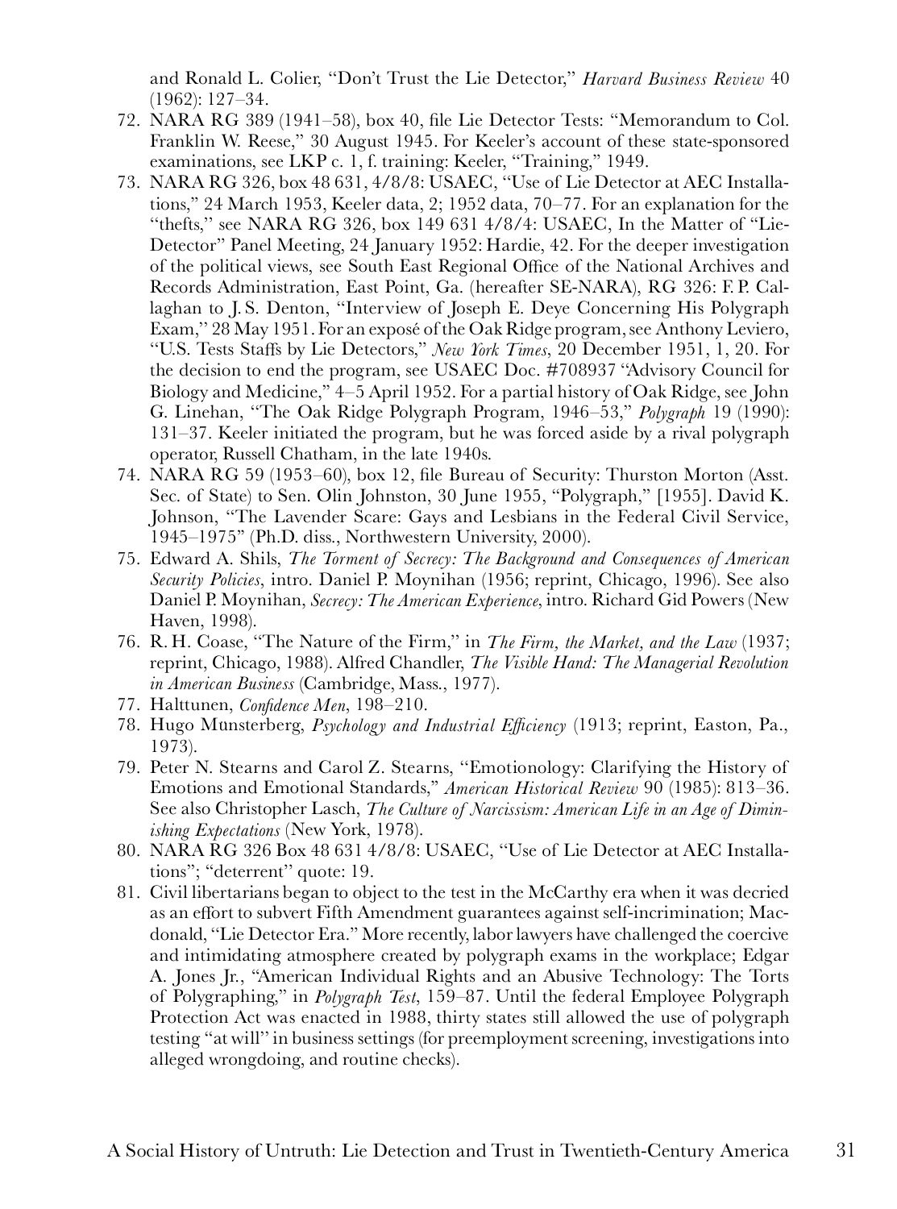and Ronald L. Colier, "Don't Trust the Lie Detector," *Harvard Business Review* 40 (1962): 127–34.

72. NARA RG 389 (1941–58), box 40, file Lie Detector Tests: "Memorandum to Col. Franklin W. Reese," 30 August 1945. For Keeler's account of these state-sponsored examinations, see LKP c. 1, f. training: Keeler, "Training," 1949.
73. NARA RG 326, box 48 631, 4/8/8: USAEC, "Use of Lie Detector at AEC Installations," 24 March 1953, Keeler data, 2; 1952 data, 70–77. For an explanation for the "thefts," see NARA RG 326, box 149 631 4/8/4: USAEC, In the Matter of "Lie-Detector" Panel Meeting, 24 January 1952: Hardie, 42. For the deeper investigation of the political views, see South East Regional Office of the National Archives and Records Administration, East Point, Ga. (hereafter SE-NARA), RG 326: F. P. Callaghan to J. S. Denton, "Interview of Joseph E. Deye Concerning His Polygraph Exam," 28 May 1951. For an exposé of the Oak Ridge program, see Anthony Leviero, "U.S. Tests Staffs by Lie Detectors," *New York Times*, 20 December 1951, 1, 20. For the decision to end the program, see USAEC Doc. #708937 "Advisory Council for Biology and Medicine," 4–5 April 1952. For a partial history of Oak Ridge, see John G. Linehan, "The Oak Ridge Polygraph Program, 1946–53," *Polygraph* 19 (1990): 131–37. Keeler initiated the program, but he was forced aside by a rival polygraph operator, Russell Chatham, in the late 1940s.
74. NARA RG 59 (1953–60), box 12, file Bureau of Security: Thurston Morton (Asst. Sec. of State) to Sen. Olin Johnston, 30 June 1955, "Polygraph," [1955]. David K. Johnson, "The Lavender Scare: Gays and Lesbians in the Federal Civil Service, 1945–1975" (Ph.D. diss., Northwestern University, 2000).
75. Edward A. Shils, *The Torment of Secrecy: The Background and Consequences of American Security Policies*, intro. Daniel P. Moynihan (1956; reprint, Chicago, 1996). See also Daniel P. Moynihan, *Secrecy: The American Experience*, intro. Richard Gid Powers (New Haven, 1998).
76. R. H. Coase, "The Nature of the Firm," in *The Firm, the Market, and the Law* (1937; reprint, Chicago, 1988). Alfred Chandler, *The Visible Hand: The Managerial Revolution in American Business* (Cambridge, Mass., 1977).
77. Halttunen, *Confidence Men*, 198–210.
78. Hugo Münsterberg, *Psychology and Industrial Efficiency* (1913; reprint, Easton, Pa., 1973).
79. Peter N. Stearns and Carol Z. Stearns, "Emotionology: Clarifying the History of Emotions and Emotional Standards," *American Historical Review* 90 (1985): 813–36. See also Christopher Lasch, *The Culture of Narcissism: American Life in an Age of Diminishing Expectations* (New York, 1978).
80. NARA RG 326 Box 48 631 4/8/8: USAEC, "Use of Lie Detector at AEC Installations"; "deterrent" quote: 19.
81. Civil libertarians began to object to the test in the McCarthy era when it was decried as an effort to subvert Fifth Amendment guarantees against self-incrimination; Macdonald, "Lie Detector Era." More recently, labor lawyers have challenged the coercive and intimidating atmosphere created by polygraph exams in the workplace; Edgar A. Jones Jr., "American Individual Rights and an Abusive Technology: The Torts of Polygraphing," in *Polygraph Test*, 159–87. Until the federal Employee Polygraph Protection Act was enacted in 1988, thirty states still allowed the use of polygraph testing "at will" in business settings (for preemployment screening, investigations into alleged wrongdoing, and routine checks).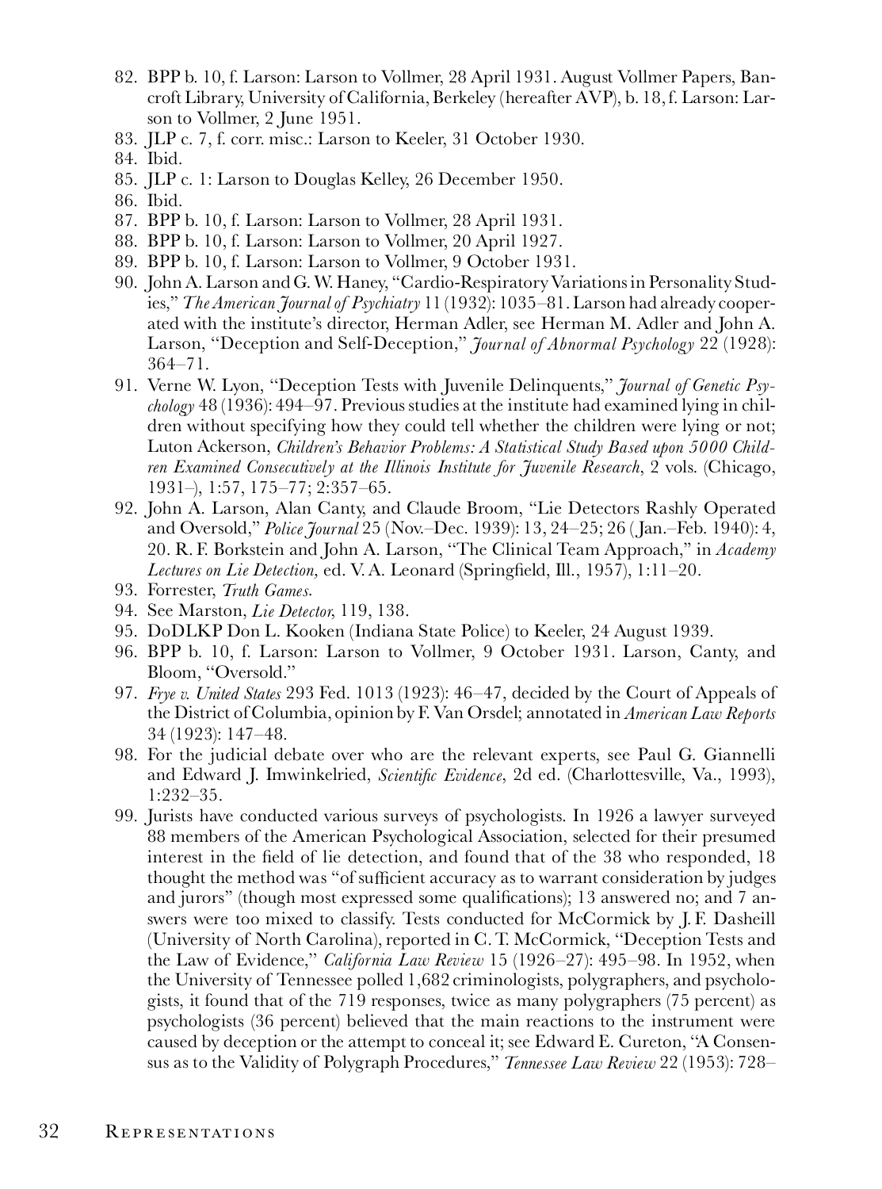82. BPP b. 10, f. Larson: Larson to Vollmer, 28 April 1931. August Vollmer Papers, Bancroft Library, University of California, Berkeley (hereafter AVP), b. 18, f. Larson: Larson to Vollmer, 2 June 1951.
83. JLP c. 7, f. corr. misc.: Larson to Keeler, 31 October 1930.
84. Ibid.
85. JLP c. 1: Larson to Douglas Kelley, 26 December 1950.
86. Ibid.
87. BPP b. 10, f. Larson: Larson to Vollmer, 28 April 1931.
88. BPP b. 10, f. Larson: Larson to Vollmer, 20 April 1927.
89. BPP b. 10, f. Larson: Larson to Vollmer, 9 October 1931.
90. John A. Larson and G. W. Haney, "Cardio-Respiratory Variations in Personality Studies," *The American Journal of Psychiatry* 11 (1932): 1035–81. Larson had already cooperated with the institute's director, Herman Adler, see Herman M. Adler and John A. Larson, "Deception and Self-Deception," *Journal of Abnormal Psychology* 22 (1928): 364–71.
91. Verne W. Lyon, "Deception Tests with Juvenile Delinquents," *Journal of Genetic Psychology* 48 (1936): 494–97. Previous studies at the institute had examined lying in children without specifying how they could tell whether the children were lying or not; Luton Ackerson, *Children's Behavior Problems: A Statistical Study Based upon 5000 Children Examined Consecutively at the Illinois Institute for Juvenile Research*, 2 vols. (Chicago, 1931–), 1:57, 175–77; 2:357–65.
92. John A. Larson, Alan Canty, and Claude Broom, "Lie Detectors Rashly Operated and Oversold," *Police Journal* 25 (Nov.–Dec. 1939): 13, 24–25; 26 (Jan.–Feb. 1940): 4, 20. R. F. Borkstein and John A. Larson, "The Clinical Team Approach," in *Academy Lectures on Lie Detection,* ed. V. A. Leonard (Springfield, Ill., 1957), 1:11–20.
93. Forrester, *Truth Games*.
94. See Marston, *Lie Detector,* 119, 138.
95. DoDLKP Don L. Kooken (Indiana State Police) to Keeler, 24 August 1939.
96. BPP b. 10, f. Larson: Larson to Vollmer, 9 October 1931. Larson, Canty, and Bloom, "Oversold."
97. *Frye v. United States* 293 Fed. 1013 (1923): 46–47, decided by the Court of Appeals of the District of Columbia, opinion by F. Van Orsdel; annotated in *American Law Reports* 34 (1923): 147–48.
98. For the judicial debate over who are the relevant experts, see Paul G. Giannelli and Edward J. Imwinkelried, *Scientific Evidence*, 2d ed. (Charlottesville, Va., 1993), 1:232–35.
99. Jurists have conducted various surveys of psychologists. In 1926 a lawyer surveyed 88 members of the American Psychological Association, selected for their presumed interest in the field of lie detection, and found that of the 38 who responded, 18 thought the method was "of sufficient accuracy as to warrant consideration by judges and jurors" (though most expressed some qualifications); 13 answered no; and 7 answers were too mixed to classify. Tests conducted for McCormick by J. F. Dasheill (University of North Carolina), reported in C. T. McCormick, "Deception Tests and the Law of Evidence," *California Law Review* 15 (1926–27): 495–98. In 1952, when the University of Tennessee polled 1,682 criminologists, polygraphers, and psychologists, it found that of the 719 responses, twice as many polygraphers (75 percent) as psychologists (36 percent) believed that the main reactions to the instrument were caused by deception or the attempt to conceal it; see Edward E. Cureton, "A Consensus as to the Validity of Polygraph Procedures," *Tennessee Law Review* 22 (1953): 728–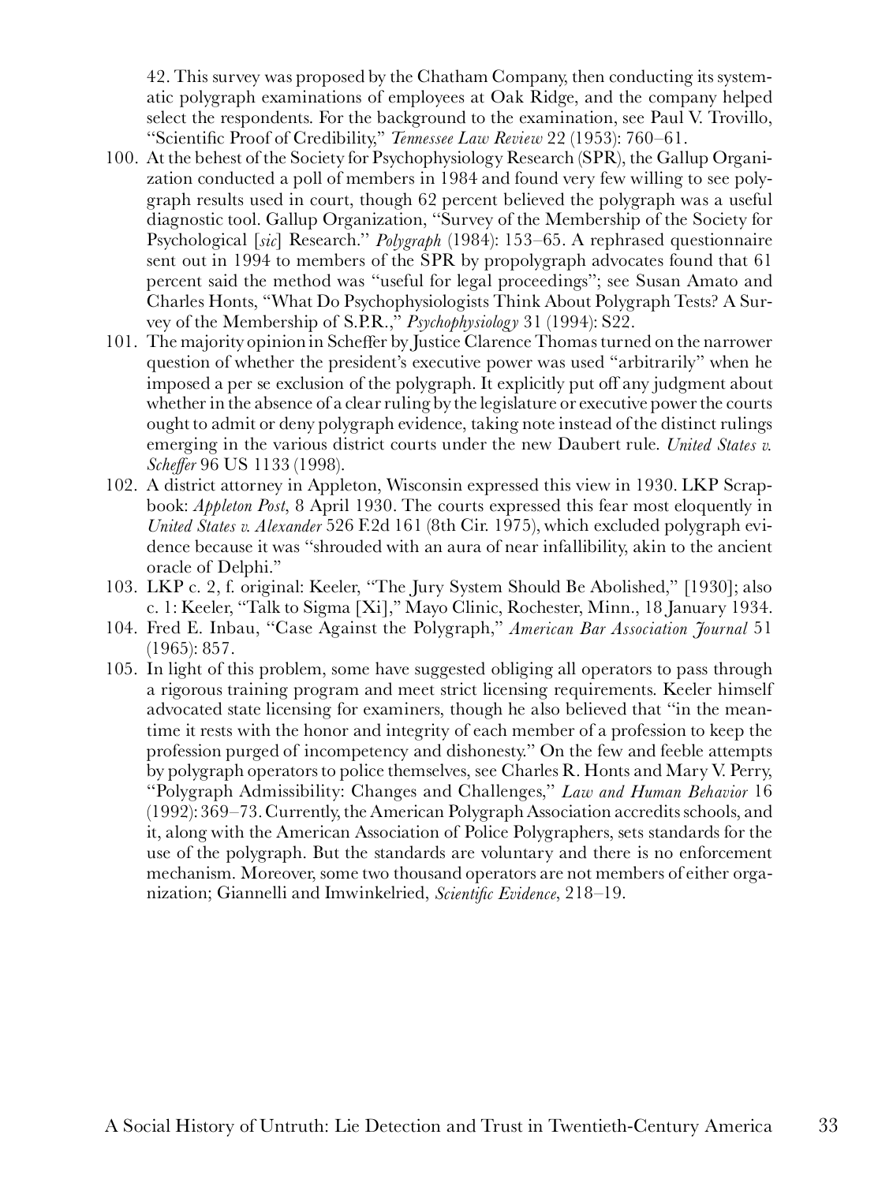42. This survey was proposed by the Chatham Company, then conducting its systematic polygraph examinations of employees at Oak Ridge, and the company helped select the respondents. For the background to the examination, see Paul V. Trovillo, "Scientific Proof of Credibility," *Tennessee Law Review* 22 (1953): 760–61.

100. At the behest of the Society for Psychophysiology Research (SPR), the Gallup Organization conducted a poll of members in 1984 and found very few willing to see polygraph results used in court, though 62 percent believed the polygraph was a useful diagnostic tool. Gallup Organization, "Survey of the Membership of the Society for Psychological [*sic*] Research." *Polygraph* (1984): 153–65. A rephrased questionnaire sent out in 1994 to members of the SPR by propolygraph advocates found that 61 percent said the method was "useful for legal proceedings"; see Susan Amato and Charles Honts, "What Do Psychophysiologists Think About Polygraph Tests? A Survey of the Membership of S.P.R.," *Psychophysiology* 31 (1994): S22.

101. The majority opinion in Scheffer by Justice Clarence Thomas turned on the narrower question of whether the president's executive power was used "arbitrarily" when he imposed a per se exclusion of the polygraph. It explicitly put off any judgment about whether in the absence of a clear ruling by the legislature or executive power the courts ought to admit or deny polygraph evidence, taking note instead of the distinct rulings emerging in the various district courts under the new Daubert rule. *United States v. Scheffer* 96 US 1133 (1998).

102. A district attorney in Appleton, Wisconsin expressed this view in 1930. LKP Scrapbook: *Appleton Post*, 8 April 1930. The courts expressed this fear most eloquently in *United States v. Alexander* 526 F.2d 161 (8th Cir. 1975), which excluded polygraph evidence because it was "shrouded with an aura of near infallibility, akin to the ancient oracle of Delphi."

103. LKP c. 2, f. original: Keeler, "The Jury System Should Be Abolished," [1930]; also c. 1: Keeler, "Talk to Sigma [Xi]," Mayo Clinic, Rochester, Minn., 18 January 1934.

104. Fred E. Inbau, "Case Against the Polygraph," *American Bar Association Journal* 51 (1965): 857.

105. In light of this problem, some have suggested obliging all operators to pass through a rigorous training program and meet strict licensing requirements. Keeler himself advocated state licensing for examiners, though he also believed that "in the meantime it rests with the honor and integrity of each member of a profession to keep the profession purged of incompetency and dishonesty." On the few and feeble attempts by polygraph operators to police themselves, see Charles R. Honts and Mary V. Perry, "Polygraph Admissibility: Changes and Challenges," *Law and Human Behavior* 16 (1992): 369–73. Currently, the American Polygraph Association accredits schools, and it, along with the American Association of Police Polygraphers, sets standards for the use of the polygraph. But the standards are voluntary and there is no enforcement mechanism. Moreover, some two thousand operators are not members of either organization; Giannelli and Imwinkelried, *Scientific Evidence*, 218–19.